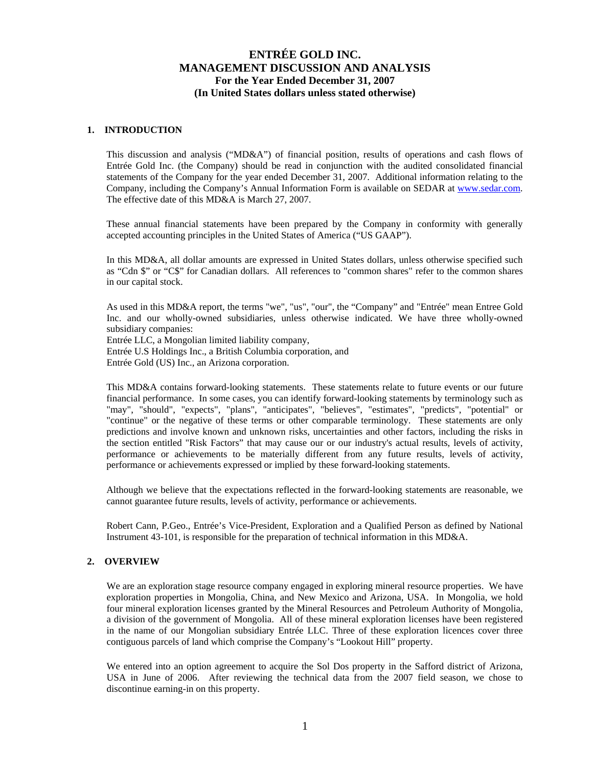# ENTRÉE GOLD INC.
# MANAGEMENT DISCUSSION AND ANALYSIS
## For the Year Ended December 31, 2007
## (In United States dollars unless stated otherwise)

### 1. INTRODUCTION

This discussion and analysis ("MD&A") of financial position, results of operations and cash flows of Entrée Gold Inc. (the Company) should be read in conjunction with the audited consolidated financial statements of the Company for the year ended December 31, 2007. Additional information relating to the Company, including the Company's Annual Information Form is available on SEDAR at [www.sedar.com](http://www.sedar.com). The effective date of this MD&A is March 27, 2007.

These annual financial statements have been prepared by the Company in conformity with generally accepted accounting principles in the United States of America ("US GAAP").

In this MD&A, all dollar amounts are expressed in United States dollars, unless otherwise specified such as "Cdn $" or "C$" for Canadian dollars. All references to "common shares" refer to the common shares in our capital stock.

As used in this MD&A report, the terms "we", "us", "our", the "Company" and "Entrée" mean Entree Gold Inc. and our wholly-owned subsidiaries, unless otherwise indicated. We have three wholly-owned subsidiary companies:
Entrée LLC, a Mongolian limited liability company,
Entrée U.S Holdings Inc., a British Columbia corporation, and
Entrée Gold (US) Inc., an Arizona corporation.

This MD&A contains forward-looking statements. These statements relate to future events or our future financial performance. In some cases, you can identify forward-looking statements by terminology such as "may", "should", "expects", "plans", "anticipates", "believes", "estimates", "predicts", "potential" or "continue" or the negative of these terms or other comparable terminology. These statements are only predictions and involve known and unknown risks, uncertainties and other factors, including the risks in the section entitled "Risk Factors" that may cause our or our industry's actual results, levels of activity, performance or achievements to be materially different from any future results, levels of activity, performance or achievements expressed or implied by these forward-looking statements.

Although we believe that the expectations reflected in the forward-looking statements are reasonable, we cannot guarantee future results, levels of activity, performance or achievements.

Robert Cann, P.Geo., Entrée's Vice-President, Exploration and a Qualified Person as defined by National Instrument 43-101, is responsible for the preparation of technical information in this MD&A.

### 2. OVERVIEW

We are an exploration stage resource company engaged in exploring mineral resource properties. We have exploration properties in Mongolia, China, and New Mexico and Arizona, USA. In Mongolia, we hold four mineral exploration licenses granted by the Mineral Resources and Petroleum Authority of Mongolia, a division of the government of Mongolia. All of these mineral exploration licenses have been registered in the name of our Mongolian subsidiary Entrée LLC. Three of these exploration licences cover three contiguous parcels of land which comprise the Company's "Lookout Hill" property.

We entered into an option agreement to acquire the Sol Dos property in the Safford district of Arizona, USA in June of 2006. After reviewing the technical data from the 2007 field season, we chose to discontinue earning-in on this property.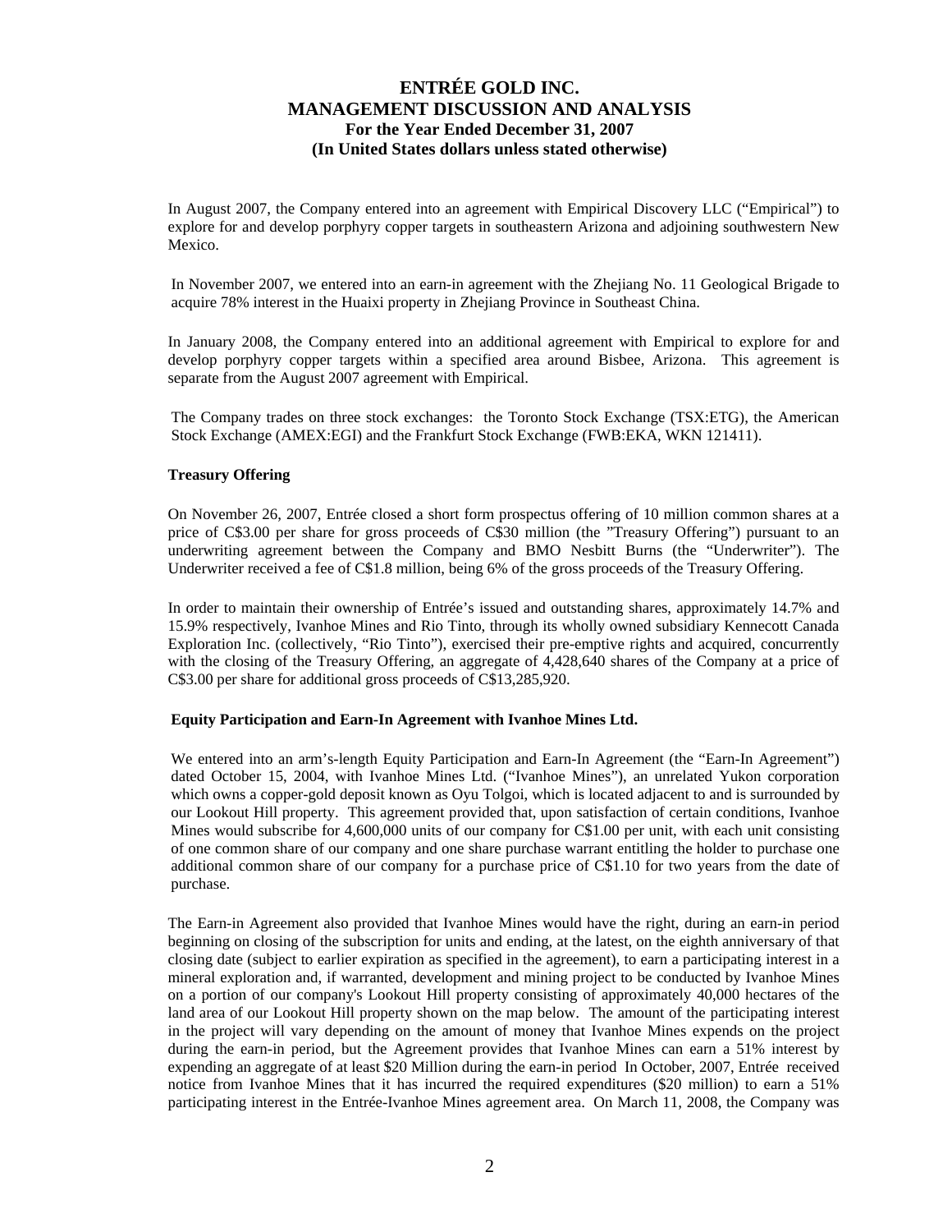In August 2007, the Company entered into an agreement with Empirical Discovery LLC ("Empirical") to explore for and develop porphyry copper targets in southeastern Arizona and adjoining southwestern New Mexico.

In November 2007, we entered into an earn-in agreement with the Zhejiang No. 11 Geological Brigade to acquire 78% interest in the Huaixi property in Zhejiang Province in Southeast China.

In January 2008, the Company entered into an additional agreement with Empirical to explore for and develop porphyry copper targets within a specified area around Bisbee, Arizona. This agreement is separate from the August 2007 agreement with Empirical.

The Company trades on three stock exchanges: the Toronto Stock Exchange (TSX:ETG), the American Stock Exchange (AMEX:EGI) and the Frankfurt Stock Exchange (FWB:EKA, WKN 121411).

**Treasury Offering**

On November 26, 2007, Entrée closed a short form prospectus offering of 10 million common shares at a price of C$3.00 per share for gross proceeds of C$30 million (the "Treasury Offering") pursuant to an underwriting agreement between the Company and BMO Nesbitt Burns (the "Underwriter"). The Underwriter received a fee of C$1.8 million, being 6% of the gross proceeds of the Treasury Offering.

In order to maintain their ownership of Entrée's issued and outstanding shares, approximately 14.7% and 15.9% respectively, Ivanhoe Mines and Rio Tinto, through its wholly owned subsidiary Kennecott Canada Exploration Inc. (collectively, "Rio Tinto"), exercised their pre-emptive rights and acquired, concurrently with the closing of the Treasury Offering, an aggregate of 4,428,640 shares of the Company at a price of C$3.00 per share for additional gross proceeds of C$13,285,920.

**Equity Participation and Earn-In Agreement with Ivanhoe Mines Ltd.**

We entered into an arm's-length Equity Participation and Earn-In Agreement (the "Earn-In Agreement") dated October 15, 2004, with Ivanhoe Mines Ltd. ("Ivanhoe Mines"), an unrelated Yukon corporation which owns a copper-gold deposit known as Oyu Tolgoi, which is located adjacent to and is surrounded by our Lookout Hill property. This agreement provided that, upon satisfaction of certain conditions, Ivanhoe Mines would subscribe for 4,600,000 units of our company for C$1.00 per unit, with each unit consisting of one common share of our company and one share purchase warrant entitling the holder to purchase one additional common share of our company for a purchase price of C$1.10 for two years from the date of purchase.

The Earn-in Agreement also provided that Ivanhoe Mines would have the right, during an earn-in period beginning on closing of the subscription for units and ending, at the latest, on the eighth anniversary of that closing date (subject to earlier expiration as specified in the agreement), to earn a participating interest in a mineral exploration and, if warranted, development and mining project to be conducted by Ivanhoe Mines on a portion of our company's Lookout Hill property consisting of approximately 40,000 hectares of the land area of our Lookout Hill property shown on the map below. The amount of the participating interest in the project will vary depending on the amount of money that Ivanhoe Mines expends on the project during the earn-in period, but the Agreement provides that Ivanhoe Mines can earn a 51% interest by expending an aggregate of at least $20 Million during the earn-in period In October, 2007, Entrée received notice from Ivanhoe Mines that it has incurred the required expenditures ($20 million) to earn a 51% participating interest in the Entrée-Ivanhoe Mines agreement area. On March 11, 2008, the Company was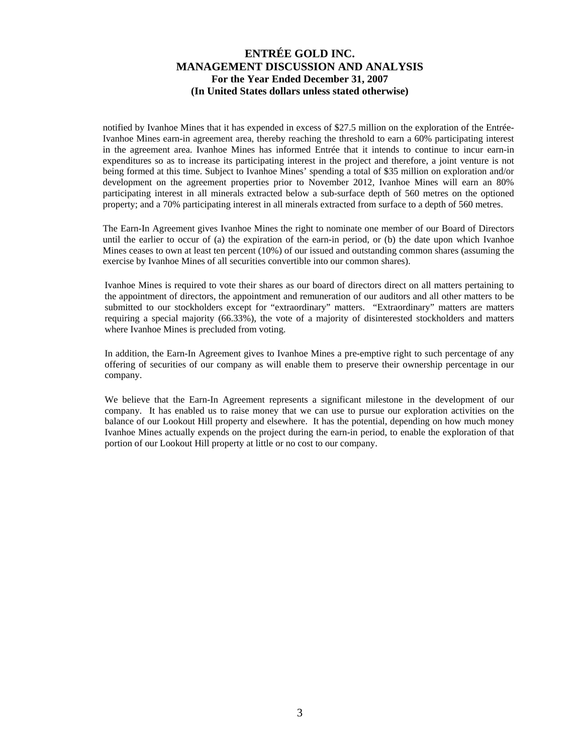notified by Ivanhoe Mines that it has expended in excess of $27.5 million on the exploration of the Entrée-Ivanhoe Mines earn-in agreement area, thereby reaching the threshold to earn a 60% participating interest in the agreement area. Ivanhoe Mines has informed Entrée that it intends to continue to incur earn-in expenditures so as to increase its participating interest in the project and therefore, a joint venture is not being formed at this time. Subject to Ivanhoe Mines' spending a total of $35 million on exploration and/or development on the agreement properties prior to November 2012, Ivanhoe Mines will earn an 80% participating interest in all minerals extracted below a sub-surface depth of 560 metres on the optioned property; and a 70% participating interest in all minerals extracted from surface to a depth of 560 metres.

The Earn-In Agreement gives Ivanhoe Mines the right to nominate one member of our Board of Directors until the earlier to occur of (a) the expiration of the earn-in period, or (b) the date upon which Ivanhoe Mines ceases to own at least ten percent (10%) of our issued and outstanding common shares (assuming the exercise by Ivanhoe Mines of all securities convertible into our common shares).

Ivanhoe Mines is required to vote their shares as our board of directors direct on all matters pertaining to the appointment of directors, the appointment and remuneration of our auditors and all other matters to be submitted to our stockholders except for "extraordinary" matters. "Extraordinary" matters are matters requiring a special majority (66.33%), the vote of a majority of disinterested stockholders and matters where Ivanhoe Mines is precluded from voting.

In addition, the Earn-In Agreement gives to Ivanhoe Mines a pre-emptive right to such percentage of any offering of securities of our company as will enable them to preserve their ownership percentage in our company.

We believe that the Earn-In Agreement represents a significant milestone in the development of our company. It has enabled us to raise money that we can use to pursue our exploration activities on the balance of our Lookout Hill property and elsewhere. It has the potential, depending on how much money Ivanhoe Mines actually expends on the project during the earn-in period, to enable the exploration of that portion of our Lookout Hill property at little or no cost to our company.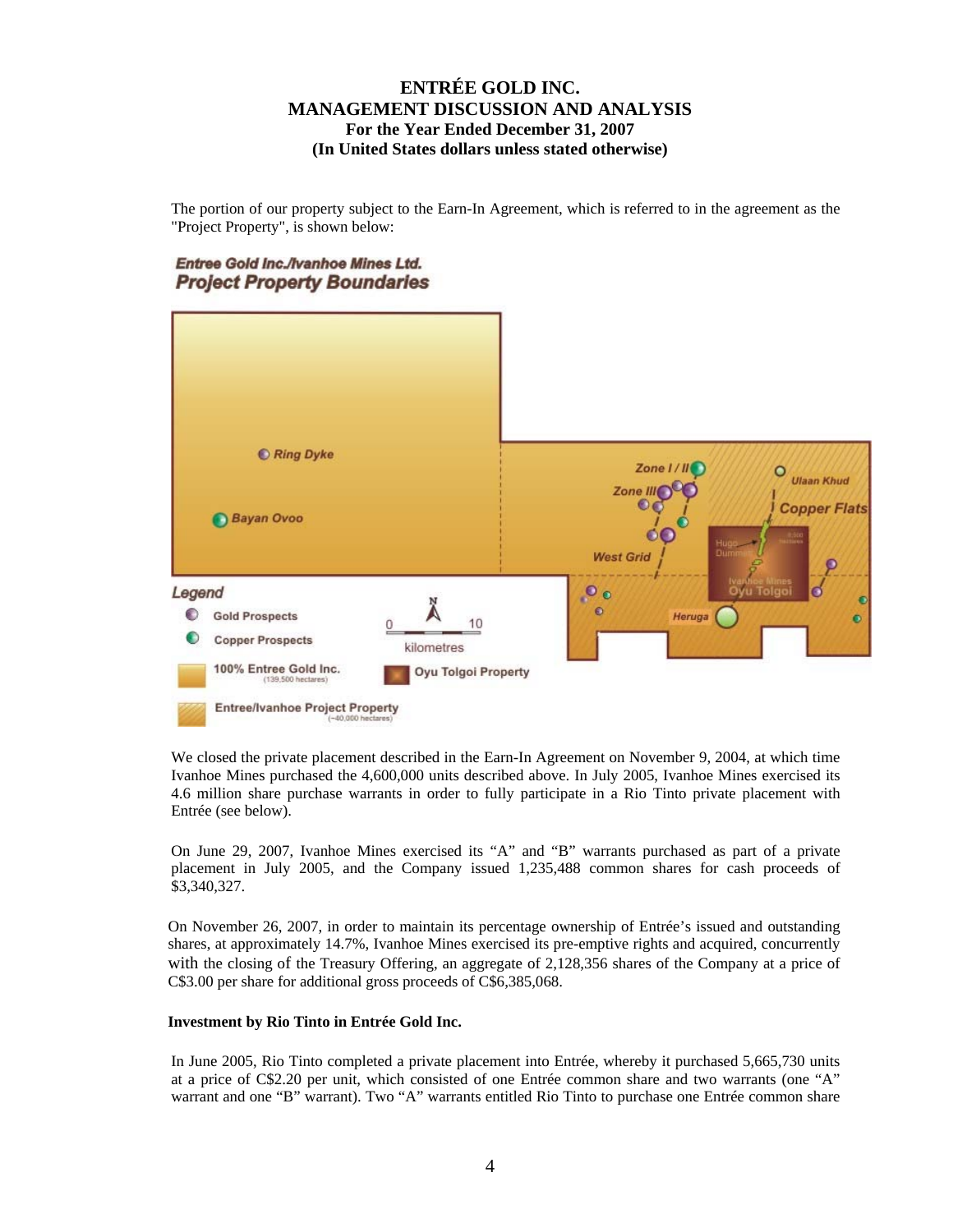The portion of our property subject to the Earn-In Agreement, which is referred to in the agreement as the "Project Property", is shown below:

*Entree Gold Inc./Ivanhoe Mines Ltd.*
***Project Property Boundaries***

Legend
- Gold Prospects
- Copper Prospects
- 100% Entree Gold Inc. (139,500 hectares)
- Oyu Tolgoi Property
- Entree/Ivanhoe Project Property (~40,000 hectares)

Ring Dyke, Bayan Ovoo, Zone I / II, Zone III, West Grid, Ulaan Khud, Copper Flats, Hugo Dummett, Ivanhoe Mines Oyu Tolgoi, Heruga

0 10 kilometres

We closed the private placement described in the Earn-In Agreement on November 9, 2004, at which time Ivanhoe Mines purchased the 4,600,000 units described above. In July 2005, Ivanhoe Mines exercised its 4.6 million share purchase warrants in order to fully participate in a Rio Tinto private placement with Entrée (see below).

On June 29, 2007, Ivanhoe Mines exercised its "A" and "B" warrants purchased as part of a private placement in July 2005, and the Company issued 1,235,488 common shares for cash proceeds of $3,340,327.

On November 26, 2007, in order to maintain its percentage ownership of Entrée's issued and outstanding shares, at approximately 14.7%, Ivanhoe Mines exercised its pre-emptive rights and acquired, concurrently with the closing of the Treasury Offering, an aggregate of 2,128,356 shares of the Company at a price of C$3.00 per share for additional gross proceeds of C$6,385,068.

**Investment by Rio Tinto in Entrée Gold Inc.**

In June 2005, Rio Tinto completed a private placement into Entrée, whereby it purchased 5,665,730 units at a price of C$2.20 per unit, which consisted of one Entrée common share and two warrants (one "A" warrant and one "B" warrant). Two "A" warrants entitled Rio Tinto to purchase one Entrée common share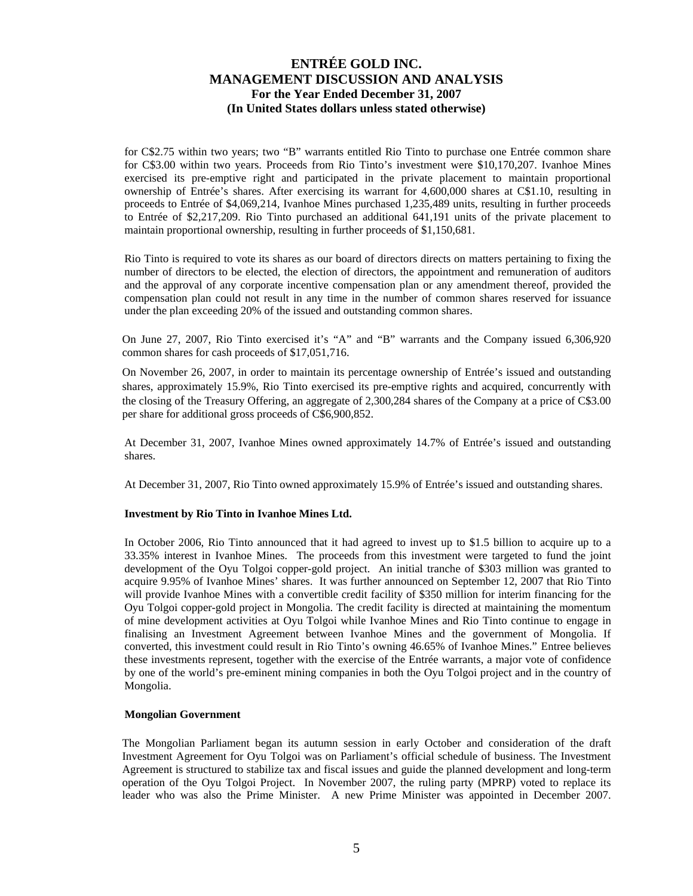for C$2.75 within two years; two "B" warrants entitled Rio Tinto to purchase one Entrée common share for C$3.00 within two years. Proceeds from Rio Tinto's investment were $10,170,207. Ivanhoe Mines exercised its pre-emptive right and participated in the private placement to maintain proportional ownership of Entrée's shares. After exercising its warrant for 4,600,000 shares at C$1.10, resulting in proceeds to Entrée of $4,069,214, Ivanhoe Mines purchased 1,235,489 units, resulting in further proceeds to Entrée of $2,217,209. Rio Tinto purchased an additional 641,191 units of the private placement to maintain proportional ownership, resulting in further proceeds of $1,150,681.

Rio Tinto is required to vote its shares as our board of directors directs on matters pertaining to fixing the number of directors to be elected, the election of directors, the appointment and remuneration of auditors and the approval of any corporate incentive compensation plan or any amendment thereof, provided the compensation plan could not result in any time in the number of common shares reserved for issuance under the plan exceeding 20% of the issued and outstanding common shares.

On June 27, 2007, Rio Tinto exercised it's "A" and "B" warrants and the Company issued 6,306,920 common shares for cash proceeds of $17,051,716.

On November 26, 2007, in order to maintain its percentage ownership of Entrée's issued and outstanding shares, approximately 15.9%, Rio Tinto exercised its pre-emptive rights and acquired, concurrently with the closing of the Treasury Offering, an aggregate of 2,300,284 shares of the Company at a price of C$3.00 per share for additional gross proceeds of C$6,900,852.

At December 31, 2007, Ivanhoe Mines owned approximately 14.7% of Entrée's issued and outstanding shares.

At December 31, 2007, Rio Tinto owned approximately 15.9% of Entrée's issued and outstanding shares.

**Investment by Rio Tinto in Ivanhoe Mines Ltd.**

In October 2006, Rio Tinto announced that it had agreed to invest up to $1.5 billion to acquire up to a 33.35% interest in Ivanhoe Mines. The proceeds from this investment were targeted to fund the joint development of the Oyu Tolgoi copper-gold project. An initial tranche of $303 million was granted to acquire 9.95% of Ivanhoe Mines' shares. It was further announced on September 12, 2007 that Rio Tinto will provide Ivanhoe Mines with a convertible credit facility of $350 million for interim financing for the Oyu Tolgoi copper-gold project in Mongolia. The credit facility is directed at maintaining the momentum of mine development activities at Oyu Tolgoi while Ivanhoe Mines and Rio Tinto continue to engage in finalising an Investment Agreement between Ivanhoe Mines and the government of Mongolia. If converted, this investment could result in Rio Tinto's owning 46.65% of Ivanhoe Mines." Entree believes these investments represent, together with the exercise of the Entrée warrants, a major vote of confidence by one of the world's pre-eminent mining companies in both the Oyu Tolgoi project and in the country of Mongolia.

**Mongolian Government**

The Mongolian Parliament began its autumn session in early October and consideration of the draft Investment Agreement for Oyu Tolgoi was on Parliament's official schedule of business. The Investment Agreement is structured to stabilize tax and fiscal issues and guide the planned development and long-term operation of the Oyu Tolgoi Project. In November 2007, the ruling party (MPRP) voted to replace its leader who was also the Prime Minister. A new Prime Minister was appointed in December 2007.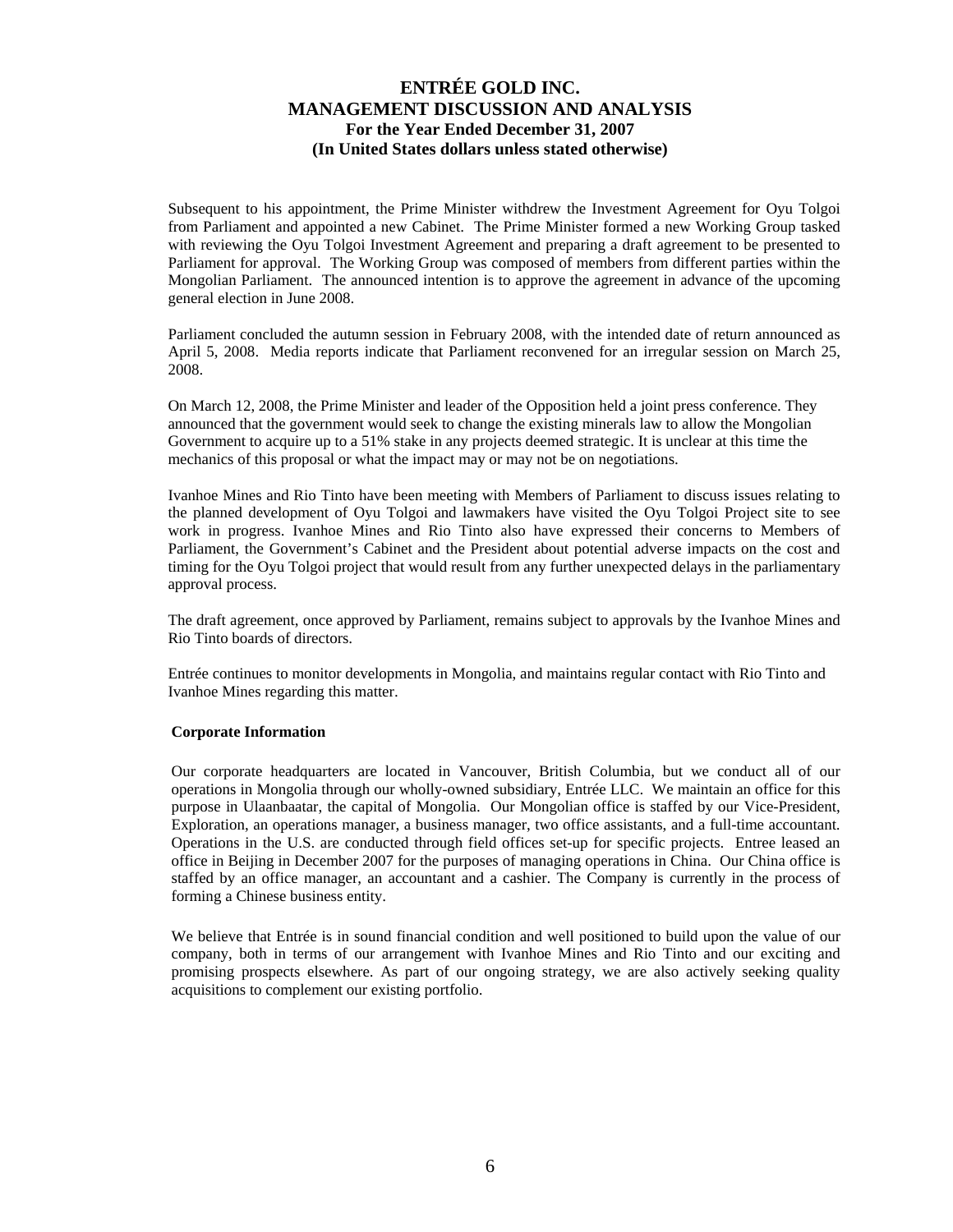Subsequent to his appointment, the Prime Minister withdrew the Investment Agreement for Oyu Tolgoi from Parliament and appointed a new Cabinet. The Prime Minister formed a new Working Group tasked with reviewing the Oyu Tolgoi Investment Agreement and preparing a draft agreement to be presented to Parliament for approval. The Working Group was composed of members from different parties within the Mongolian Parliament. The announced intention is to approve the agreement in advance of the upcoming general election in June 2008.

Parliament concluded the autumn session in February 2008, with the intended date of return announced as April 5, 2008. Media reports indicate that Parliament reconvened for an irregular session on March 25, 2008.

On March 12, 2008, the Prime Minister and leader of the Opposition held a joint press conference. They announced that the government would seek to change the existing minerals law to allow the Mongolian Government to acquire up to a 51% stake in any projects deemed strategic. It is unclear at this time the mechanics of this proposal or what the impact may or may not be on negotiations.

Ivanhoe Mines and Rio Tinto have been meeting with Members of Parliament to discuss issues relating to the planned development of Oyu Tolgoi and lawmakers have visited the Oyu Tolgoi Project site to see work in progress. Ivanhoe Mines and Rio Tinto also have expressed their concerns to Members of Parliament, the Government's Cabinet and the President about potential adverse impacts on the cost and timing for the Oyu Tolgoi project that would result from any further unexpected delays in the parliamentary approval process.

The draft agreement, once approved by Parliament, remains subject to approvals by the Ivanhoe Mines and Rio Tinto boards of directors.

Entrée continues to monitor developments in Mongolia, and maintains regular contact with Rio Tinto and Ivanhoe Mines regarding this matter.

**Corporate Information**

Our corporate headquarters are located in Vancouver, British Columbia, but we conduct all of our operations in Mongolia through our wholly-owned subsidiary, Entrée LLC. We maintain an office for this purpose in Ulaanbaatar, the capital of Mongolia. Our Mongolian office is staffed by our Vice-President, Exploration, an operations manager, a business manager, two office assistants, and a full-time accountant. Operations in the U.S. are conducted through field offices set-up for specific projects. Entree leased an office in Beijing in December 2007 for the purposes of managing operations in China. Our China office is staffed by an office manager, an accountant and a cashier. The Company is currently in the process of forming a Chinese business entity.

We believe that Entrée is in sound financial condition and well positioned to build upon the value of our company, both in terms of our arrangement with Ivanhoe Mines and Rio Tinto and our exciting and promising prospects elsewhere. As part of our ongoing strategy, we are also actively seeking quality acquisitions to complement our existing portfolio.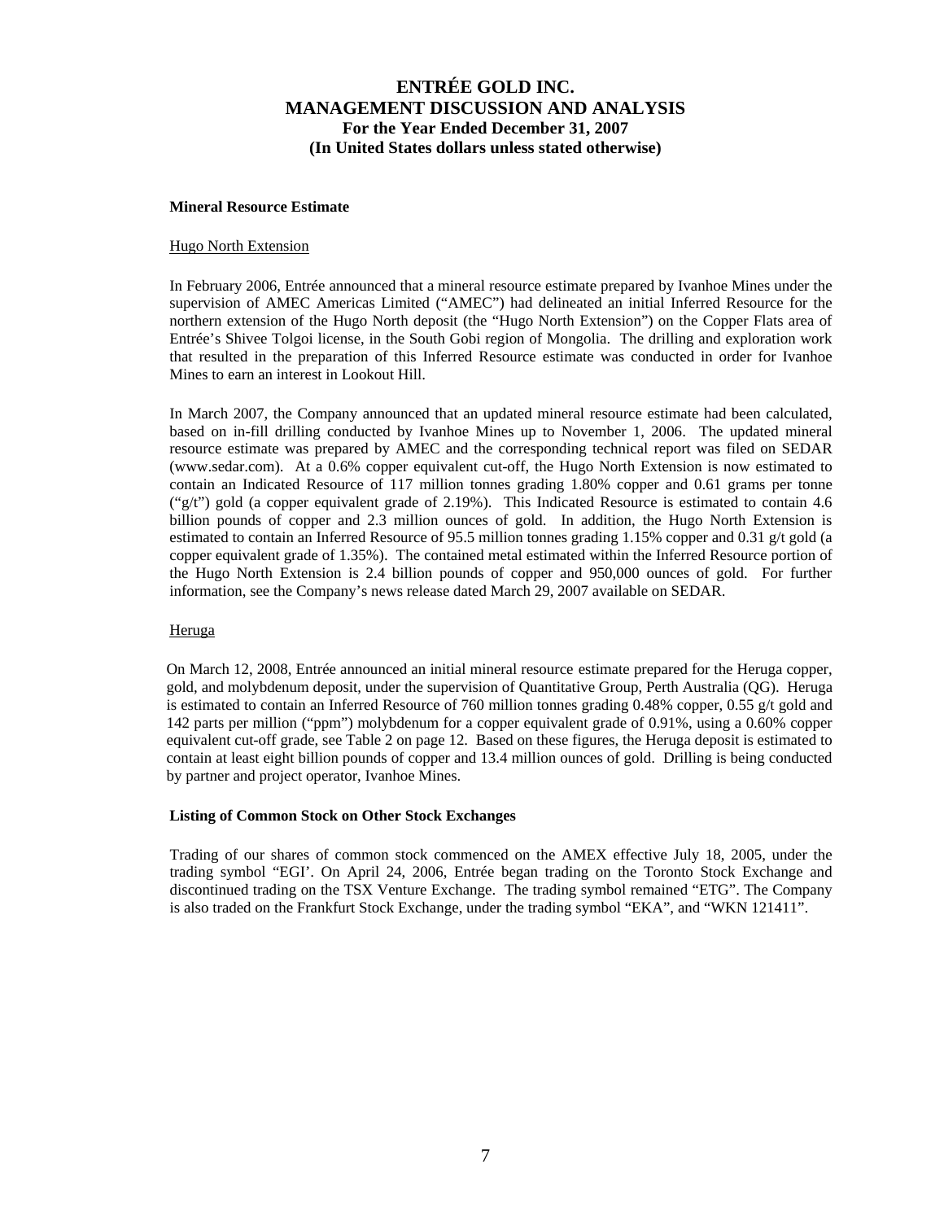**Mineral Resource Estimate**

Hugo North Extension

In February 2006, Entrée announced that a mineral resource estimate prepared by Ivanhoe Mines under the supervision of AMEC Americas Limited ("AMEC") had delineated an initial Inferred Resource for the northern extension of the Hugo North deposit (the "Hugo North Extension") on the Copper Flats area of Entrée's Shivee Tolgoi license, in the South Gobi region of Mongolia. The drilling and exploration work that resulted in the preparation of this Inferred Resource estimate was conducted in order for Ivanhoe Mines to earn an interest in Lookout Hill.

In March 2007, the Company announced that an updated mineral resource estimate had been calculated, based on in-fill drilling conducted by Ivanhoe Mines up to November 1, 2006. The updated mineral resource estimate was prepared by AMEC and the corresponding technical report was filed on SEDAR (www.sedar.com). At a 0.6% copper equivalent cut-off, the Hugo North Extension is now estimated to contain an Indicated Resource of 117 million tonnes grading 1.80% copper and 0.61 grams per tonne ("g/t") gold (a copper equivalent grade of 2.19%). This Indicated Resource is estimated to contain 4.6 billion pounds of copper and 2.3 million ounces of gold. In addition, the Hugo North Extension is estimated to contain an Inferred Resource of 95.5 million tonnes grading 1.15% copper and 0.31 g/t gold (a copper equivalent grade of 1.35%). The contained metal estimated within the Inferred Resource portion of the Hugo North Extension is 2.4 billion pounds of copper and 950,000 ounces of gold. For further information, see the Company's news release dated March 29, 2007 available on SEDAR.

Heruga

On March 12, 2008, Entrée announced an initial mineral resource estimate prepared for the Heruga copper, gold, and molybdenum deposit, under the supervision of Quantitative Group, Perth Australia (QG). Heruga is estimated to contain an Inferred Resource of 760 million tonnes grading 0.48% copper, 0.55 g/t gold and 142 parts per million ("ppm") molybdenum for a copper equivalent grade of 0.91%, using a 0.60% copper equivalent cut-off grade, see Table 2 on page 12. Based on these figures, the Heruga deposit is estimated to contain at least eight billion pounds of copper and 13.4 million ounces of gold. Drilling is being conducted by partner and project operator, Ivanhoe Mines.

**Listing of Common Stock on Other Stock Exchanges**

Trading of our shares of common stock commenced on the AMEX effective July 18, 2005, under the trading symbol "EGI'. On April 24, 2006, Entrée began trading on the Toronto Stock Exchange and discontinued trading on the TSX Venture Exchange. The trading symbol remained "ETG". The Company is also traded on the Frankfurt Stock Exchange, under the trading symbol "EKA", and "WKN 121411".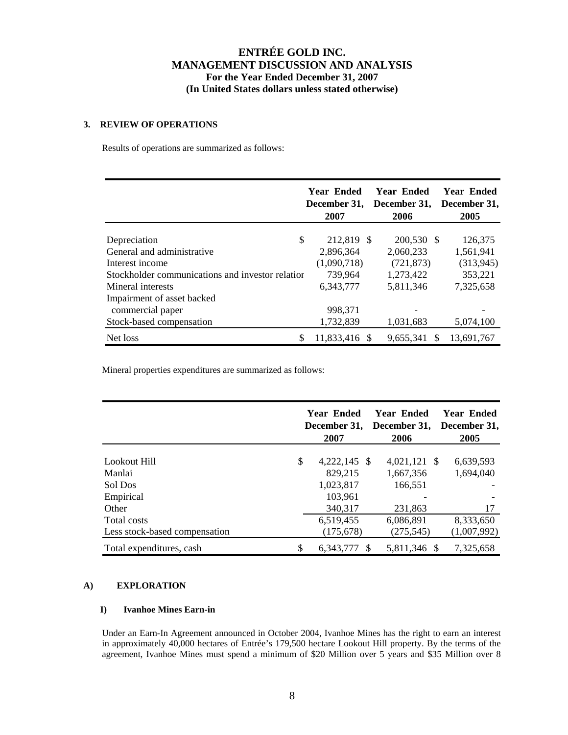# ENTRÉE GOLD INC.
# MANAGEMENT DISCUSSION AND ANALYSIS
## For the Year Ended December 31, 2007
## (In United States dollars unless stated otherwise)

### 3. REVIEW OF OPERATIONS

Results of operations are summarized as follows:

| | Year Ended December 31, 2007 | Year Ended December 31, 2006 | Year Ended December 31, 2005 |
|---|---|---|---|
| Depreciation | $ 212,819 | $ 200,530 | $ 126,375 |
| General and administrative | 2,896,364 | 2,060,233 | 1,561,941 |
| Interest income | (1,090,718) | (721,873) | (313,945) |
| Stockholder communications and investor relatior | 739,964 | 1,273,422 | 353,221 |
| Mineral interests | 6,343,777 | 5,811,346 | 7,325,658 |
| Impairment of asset backed commercial paper | 998,371 | - | - |
| Stock-based compensation | 1,732,839 | 1,031,683 | 5,074,100 |
| Net loss | $ 11,833,416 | $ 9,655,341 | $ 13,691,767 |

Mineral properties expenditures are summarized as follows:

| | Year Ended December 31, 2007 | Year Ended December 31, 2006 | Year Ended December 31, 2005 |
|---|---|---|---|
| Lookout Hill | $ 4,222,145 | $ 4,021,121 | $ 6,639,593 |
| Manlai | 829,215 | 1,667,356 | 1,694,040 |
| Sol Dos | 1,023,817 | 166,551 | - |
| Empirical | 103,961 | - | - |
| Other | 340,317 | 231,863 | 17 |
| Total costs | 6,519,455 | 6,086,891 | 8,333,650 |
| Less stock-based compensation | (175,678) | (275,545) | (1,007,992) |
| Total expenditures, cash | $ 6,343,777 | $ 5,811,346 | $ 7,325,658 |

### A) EXPLORATION

#### I) Ivanhoe Mines Earn-in

Under an Earn-In Agreement announced in October 2004, Ivanhoe Mines has the right to earn an interest in approximately 40,000 hectares of Entrée's 179,500 hectare Lookout Hill property. By the terms of the agreement, Ivanhoe Mines must spend a minimum of $20 Million over 5 years and $35 Million over 8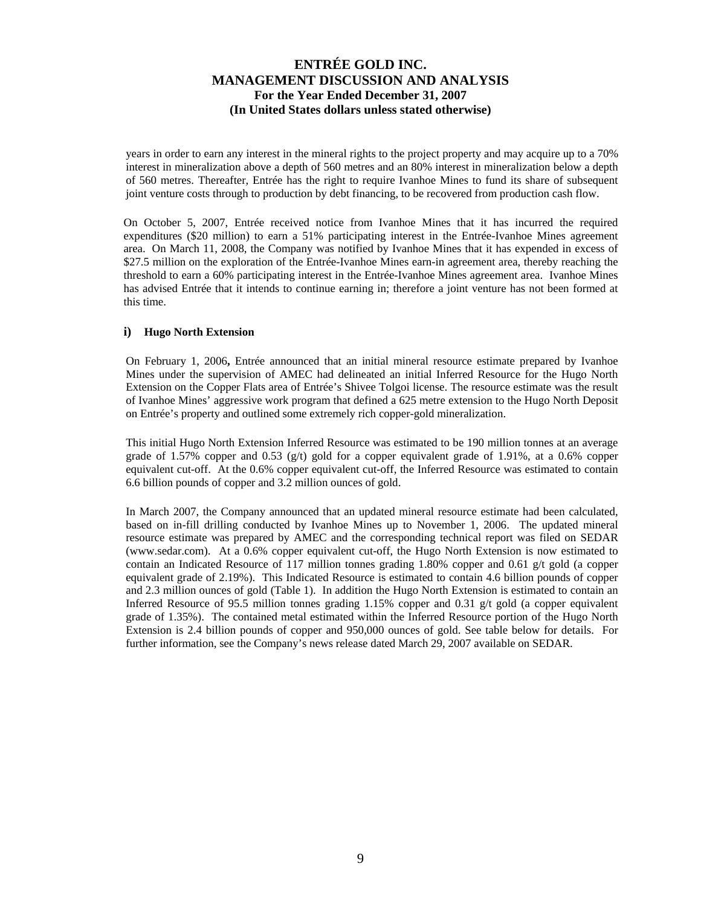years in order to earn any interest in the mineral rights to the project property and may acquire up to a 70% interest in mineralization above a depth of 560 metres and an 80% interest in mineralization below a depth of 560 metres. Thereafter, Entrée has the right to require Ivanhoe Mines to fund its share of subsequent joint venture costs through to production by debt financing, to be recovered from production cash flow.

On October 5, 2007, Entrée received notice from Ivanhoe Mines that it has incurred the required expenditures ($20 million) to earn a 51% participating interest in the Entrée-Ivanhoe Mines agreement area. On March 11, 2008, the Company was notified by Ivanhoe Mines that it has expended in excess of $27.5 million on the exploration of the Entrée-Ivanhoe Mines earn-in agreement area, thereby reaching the threshold to earn a 60% participating interest in the Entrée-Ivanhoe Mines agreement area. Ivanhoe Mines has advised Entrée that it intends to continue earning in; therefore a joint venture has not been formed at this time.

### i) Hugo North Extension

On February 1, 2006**,** Entrée announced that an initial mineral resource estimate prepared by Ivanhoe Mines under the supervision of AMEC had delineated an initial Inferred Resource for the Hugo North Extension on the Copper Flats area of Entrée's Shivee Tolgoi license. The resource estimate was the result of Ivanhoe Mines' aggressive work program that defined a 625 metre extension to the Hugo North Deposit on Entrée's property and outlined some extremely rich copper-gold mineralization.

This initial Hugo North Extension Inferred Resource was estimated to be 190 million tonnes at an average grade of 1.57% copper and 0.53 (g/t) gold for a copper equivalent grade of 1.91%, at a 0.6% copper equivalent cut-off. At the 0.6% copper equivalent cut-off, the Inferred Resource was estimated to contain 6.6 billion pounds of copper and 3.2 million ounces of gold.

In March 2007, the Company announced that an updated mineral resource estimate had been calculated, based on in-fill drilling conducted by Ivanhoe Mines up to November 1, 2006. The updated mineral resource estimate was prepared by AMEC and the corresponding technical report was filed on SEDAR (www.sedar.com). At a 0.6% copper equivalent cut-off, the Hugo North Extension is now estimated to contain an Indicated Resource of 117 million tonnes grading 1.80% copper and 0.61 g/t gold (a copper equivalent grade of 2.19%). This Indicated Resource is estimated to contain 4.6 billion pounds of copper and 2.3 million ounces of gold (Table 1). In addition the Hugo North Extension is estimated to contain an Inferred Resource of 95.5 million tonnes grading 1.15% copper and 0.31 g/t gold (a copper equivalent grade of 1.35%). The contained metal estimated within the Inferred Resource portion of the Hugo North Extension is 2.4 billion pounds of copper and 950,000 ounces of gold. See table below for details. For further information, see the Company's news release dated March 29, 2007 available on SEDAR.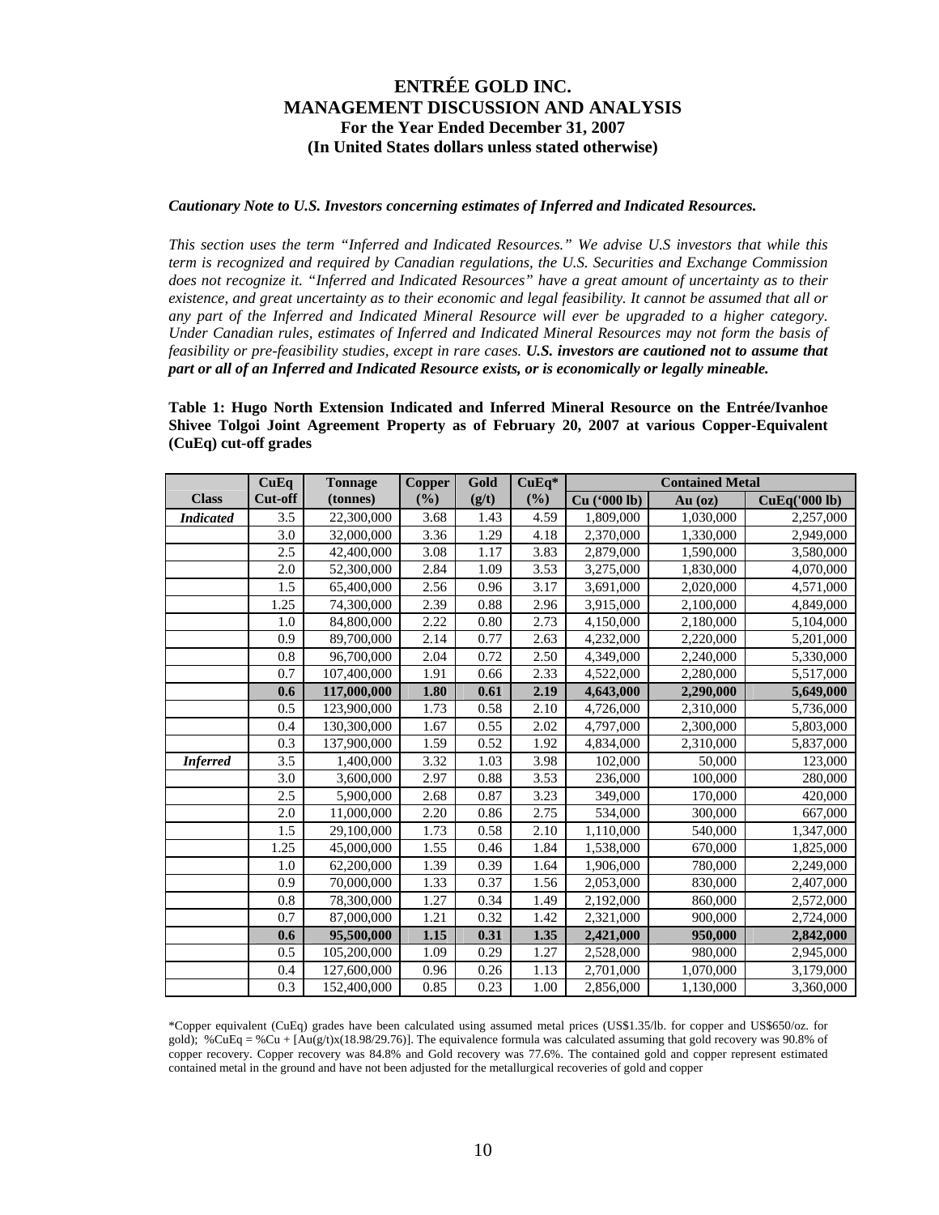# ENTRÉE GOLD INC.
## MANAGEMENT DISCUSSION AND ANALYSIS
### For the Year Ended December 31, 2007
### (In United States dollars unless stated otherwise)

***Cautionary Note to U.S. Investors concerning estimates of Inferred and Indicated Resources.***

*This section uses the term "Inferred and Indicated Resources." We advise U.S investors that while this term is recognized and required by Canadian regulations, the U.S. Securities and Exchange Commission does not recognize it. "Inferred and Indicated Resources" have a great amount of uncertainty as to their existence, and great uncertainty as to their economic and legal feasibility. It cannot be assumed that all or any part of the Inferred and Indicated Mineral Resource will ever be upgraded to a higher category. Under Canadian rules, estimates of Inferred and Indicated Mineral Resources may not form the basis of feasibility or pre-feasibility studies, except in rare cases.* ***U.S. investors are cautioned not to assume that part or all of an Inferred and Indicated Resource exists, or is economically or legally mineable.***

**Table 1: Hugo North Extension Indicated and Inferred Mineral Resource on the Entrée/Ivanhoe Shivee Tolgoi Joint Agreement Property as of February 20, 2007 at various Copper-Equivalent (CuEq) cut-off grades**

| Class | CuEq Cut-off | Tonnage (tonnes) | Copper (%) | Gold (g/t) | CuEq* (%) | Contained Metal Cu ('000 lb) | Au (oz) | CuEq('000 lb) |
|---|---|---|---|---|---|---|---|---|
| ***Indicated*** | 3.5 | 22,300,000 | 3.68 | 1.43 | 4.59 | 1,809,000 | 1,030,000 | 2,257,000 |
| | 3.0 | 32,000,000 | 3.36 | 1.29 | 4.18 | 2,370,000 | 1,330,000 | 2,949,000 |
| | 2.5 | 42,400,000 | 3.08 | 1.17 | 3.83 | 2,879,000 | 1,590,000 | 3,580,000 |
| | 2.0 | 52,300,000 | 2.84 | 1.09 | 3.53 | 3,275,000 | 1,830,000 | 4,070,000 |
| | 1.5 | 65,400,000 | 2.56 | 0.96 | 3.17 | 3,691,000 | 2,020,000 | 4,571,000 |
| | 1.25 | 74,300,000 | 2.39 | 0.88 | 2.96 | 3,915,000 | 2,100,000 | 4,849,000 |
| | 1.0 | 84,800,000 | 2.22 | 0.80 | 2.73 | 4,150,000 | 2,180,000 | 5,104,000 |
| | 0.9 | 89,700,000 | 2.14 | 0.77 | 2.63 | 4,232,000 | 2,220,000 | 5,201,000 |
| | 0.8 | 96,700,000 | 2.04 | 0.72 | 2.50 | 4,349,000 | 2,240,000 | 5,330,000 |
| | 0.7 | 107,400,000 | 1.91 | 0.66 | 2.33 | 4,522,000 | 2,280,000 | 5,517,000 |
| | **0.6** | **117,000,000** | **1.80** | **0.61** | **2.19** | **4,643,000** | **2,290,000** | **5,649,000** |
| | 0.5 | 123,900,000 | 1.73 | 0.58 | 2.10 | 4,726,000 | 2,310,000 | 5,736,000 |
| | 0.4 | 130,300,000 | 1.67 | 0.55 | 2.02 | 4,797,000 | 2,300,000 | 5,803,000 |
| | 0.3 | 137,900,000 | 1.59 | 0.52 | 1.92 | 4,834,000 | 2,310,000 | 5,837,000 |
| ***Inferred*** | 3.5 | 1,400,000 | 3.32 | 1.03 | 3.98 | 102,000 | 50,000 | 123,000 |
| | 3.0 | 3,600,000 | 2.97 | 0.88 | 3.53 | 236,000 | 100,000 | 280,000 |
| | 2.5 | 5,900,000 | 2.68 | 0.87 | 3.23 | 349,000 | 170,000 | 420,000 |
| | 2.0 | 11,000,000 | 2.20 | 0.86 | 2.75 | 534,000 | 300,000 | 667,000 |
| | 1.5 | 29,100,000 | 1.73 | 0.58 | 2.10 | 1,110,000 | 540,000 | 1,347,000 |
| | 1.25 | 45,000,000 | 1.55 | 0.46 | 1.84 | 1,538,000 | 670,000 | 1,825,000 |
| | 1.0 | 62,200,000 | 1.39 | 0.39 | 1.64 | 1,906,000 | 780,000 | 2,249,000 |
| | 0.9 | 70,000,000 | 1.33 | 0.37 | 1.56 | 2,053,000 | 830,000 | 2,407,000 |
| | 0.8 | 78,300,000 | 1.27 | 0.34 | 1.49 | 2,192,000 | 860,000 | 2,572,000 |
| | 0.7 | 87,000,000 | 1.21 | 0.32 | 1.42 | 2,321,000 | 900,000 | 2,724,000 |
| | **0.6** | **95,500,000** | **1.15** | **0.31** | **1.35** | **2,421,000** | **950,000** | **2,842,000** |
| | 0.5 | 105,200,000 | 1.09 | 0.29 | 1.27 | 2,528,000 | 980,000 | 2,945,000 |
| | 0.4 | 127,600,000 | 0.96 | 0.26 | 1.13 | 2,701,000 | 1,070,000 | 3,179,000 |
| | 0.3 | 152,400,000 | 0.85 | 0.23 | 1.00 | 2,856,000 | 1,130,000 | 3,360,000 |

*Copper equivalent (CuEq) grades have been calculated using assumed metal prices (US$1.35/lb. for copper and US$650/oz. for gold); %CuEq = %Cu + [Au(g/t)x(18.98/29.76)]. The equivalence formula was calculated assuming that gold recovery was 90.8% of copper recovery. Copper recovery was 84.8% and Gold recovery was 77.6%. The contained gold and copper represent estimated contained metal in the ground and have not been adjusted for the metallurgical recoveries of gold and copper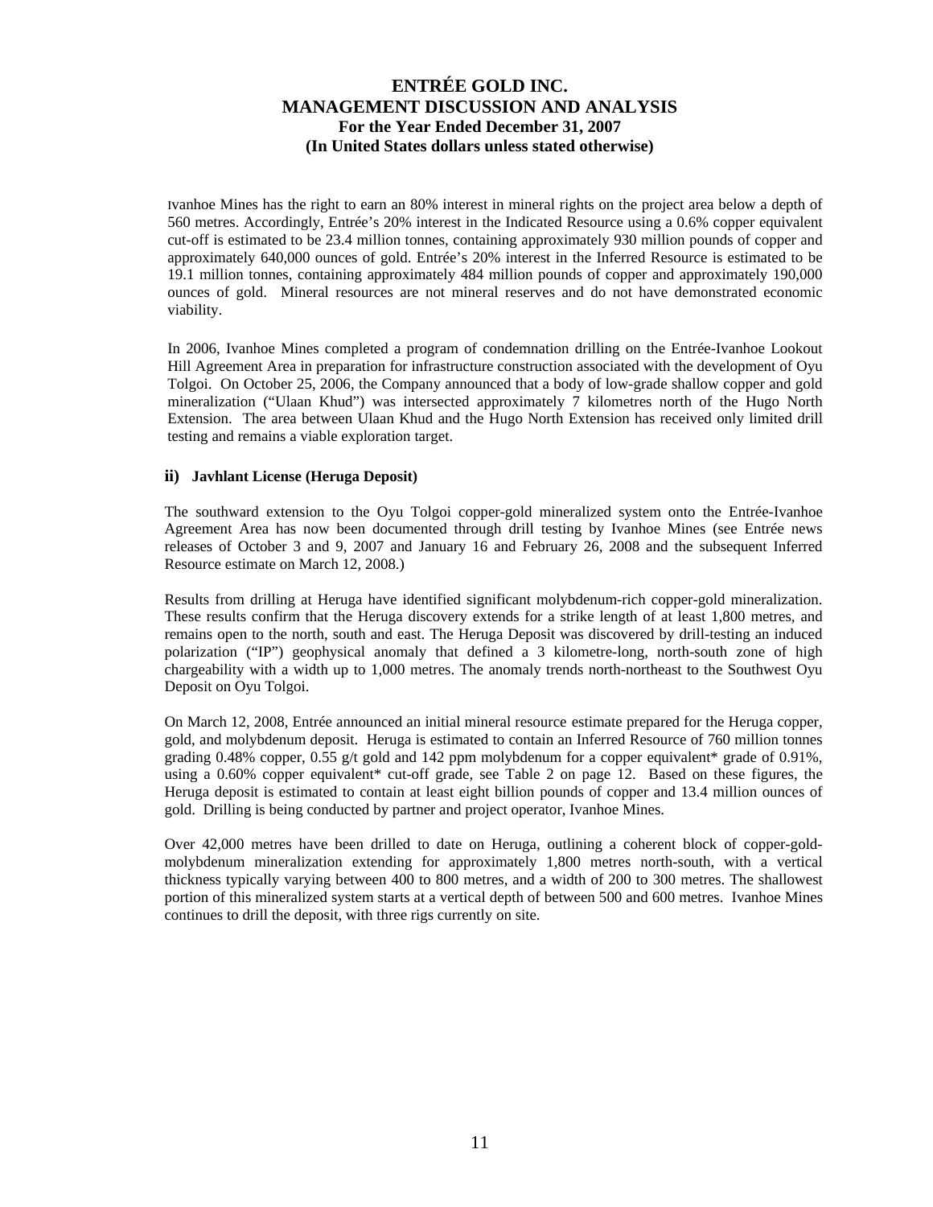Ivanhoe Mines has the right to earn an 80% interest in mineral rights on the project area below a depth of 560 metres. Accordingly, Entrée's 20% interest in the Indicated Resource using a 0.6% copper equivalent cut-off is estimated to be 23.4 million tonnes, containing approximately 930 million pounds of copper and approximately 640,000 ounces of gold. Entrée's 20% interest in the Inferred Resource is estimated to be 19.1 million tonnes, containing approximately 484 million pounds of copper and approximately 190,000 ounces of gold. Mineral resources are not mineral reserves and do not have demonstrated economic viability.

In 2006, Ivanhoe Mines completed a program of condemnation drilling on the Entrée-Ivanhoe Lookout Hill Agreement Area in preparation for infrastructure construction associated with the development of Oyu Tolgoi. On October 25, 2006, the Company announced that a body of low-grade shallow copper and gold mineralization ("Ulaan Khud") was intersected approximately 7 kilometres north of the Hugo North Extension. The area between Ulaan Khud and the Hugo North Extension has received only limited drill testing and remains a viable exploration target.

### ii) Javhlant License (Heruga Deposit)

The southward extension to the Oyu Tolgoi copper-gold mineralized system onto the Entrée-Ivanhoe Agreement Area has now been documented through drill testing by Ivanhoe Mines (see Entrée news releases of October 3 and 9, 2007 and January 16 and February 26, 2008 and the subsequent Inferred Resource estimate on March 12, 2008.)

Results from drilling at Heruga have identified significant molybdenum-rich copper-gold mineralization. These results confirm that the Heruga discovery extends for a strike length of at least 1,800 metres, and remains open to the north, south and east. The Heruga Deposit was discovered by drill-testing an induced polarization ("IP") geophysical anomaly that defined a 3 kilometre-long, north-south zone of high chargeability with a width up to 1,000 metres. The anomaly trends north-northeast to the Southwest Oyu Deposit on Oyu Tolgoi.

On March 12, 2008, Entrée announced an initial mineral resource estimate prepared for the Heruga copper, gold, and molybdenum deposit. Heruga is estimated to contain an Inferred Resource of 760 million tonnes grading 0.48% copper, 0.55 g/t gold and 142 ppm molybdenum for a copper equivalent* grade of 0.91%, using a 0.60% copper equivalent* cut-off grade, see Table 2 on page 12. Based on these figures, the Heruga deposit is estimated to contain at least eight billion pounds of copper and 13.4 million ounces of gold. Drilling is being conducted by partner and project operator, Ivanhoe Mines.

Over 42,000 metres have been drilled to date on Heruga, outlining a coherent block of copper-gold-molybdenum mineralization extending for approximately 1,800 metres north-south, with a vertical thickness typically varying between 400 to 800 metres, and a width of 200 to 300 metres. The shallowest portion of this mineralized system starts at a vertical depth of between 500 and 600 metres. Ivanhoe Mines continues to drill the deposit, with three rigs currently on site.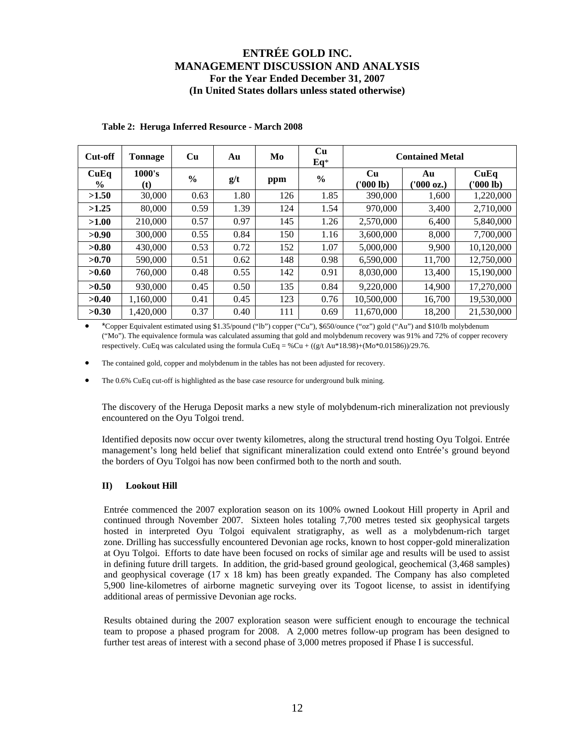**Table 2: Heruga Inferred Resource - March 2008**

| Cut-off | Tonnage | Cu | Au | Mo | Cu Eq* | Contained Metal | | |
|---|---|---|---|---|---|---|---|---|
| CuEq % | 1000's (t) | % | g/t | ppm | % | Cu ('000 lb) | Au ('000 oz.) | CuEq ('000 lb) |
| **>1.50** | 30,000 | 0.63 | 1.80 | 126 | 1.85 | 390,000 | 1,600 | 1,220,000 |
| **>1.25** | 80,000 | 0.59 | 1.39 | 124 | 1.54 | 970,000 | 3,400 | 2,710,000 |
| **>1.00** | 210,000 | 0.57 | 0.97 | 145 | 1.26 | 2,570,000 | 6,400 | 5,840,000 |
| **>0.90** | 300,000 | 0.55 | 0.84 | 150 | 1.16 | 3,600,000 | 8,000 | 7,700,000 |
| **>0.80** | 430,000 | 0.53 | 0.72 | 152 | 1.07 | 5,000,000 | 9,900 | 10,120,000 |
| **>0.70** | 590,000 | 0.51 | 0.62 | 148 | 0.98 | 6,590,000 | 11,700 | 12,750,000 |
| **>0.60** | 760,000 | 0.48 | 0.55 | 142 | 0.91 | 8,030,000 | 13,400 | 15,190,000 |
| **>0.50** | 930,000 | 0.45 | 0.50 | 135 | 0.84 | 9,220,000 | 14,900 | 17,270,000 |
| **>0.40** | 1,160,000 | 0.41 | 0.45 | 123 | 0.76 | 10,500,000 | 16,700 | 19,530,000 |
| **>0.30** | 1,420,000 | 0.37 | 0.40 | 111 | 0.69 | 11,670,000 | 18,200 | 21,530,000 |

- *Copper Equivalent estimated using $1.35/pound ("lb") copper ("Cu"), $650/ounce ("oz") gold ("Au") and $10/lb molybdenum ("Mo"). The equivalence formula was calculated assuming that gold and molybdenum recovery was 91% and 72% of copper recovery respectively. CuEq was calculated using the formula CuEq = %Cu + ((g/t Au*18.98)+(Mo*0.01586))/29.76.
- The contained gold, copper and molybdenum in the tables has not been adjusted for recovery.
- The 0.6% CuEq cut-off is highlighted as the base case resource for underground bulk mining.

The discovery of the Heruga Deposit marks a new style of molybdenum-rich mineralization not previously encountered on the Oyu Tolgoi trend.

Identified deposits now occur over twenty kilometres, along the structural trend hosting Oyu Tolgoi. Entrée management's long held belief that significant mineralization could extend onto Entrée's ground beyond the borders of Oyu Tolgoi has now been confirmed both to the north and south.

### II) Lookout Hill

Entrée commenced the 2007 exploration season on its 100% owned Lookout Hill property in April and continued through November 2007. Sixteen holes totaling 7,700 metres tested six geophysical targets hosted in interpreted Oyu Tolgoi equivalent stratigraphy, as well as a molybdenum-rich target zone. Drilling has successfully encountered Devonian age rocks, known to host copper-gold mineralization at Oyu Tolgoi. Efforts to date have been focused on rocks of similar age and results will be used to assist in defining future drill targets. In addition, the grid-based ground geological, geochemical (3,468 samples) and geophysical coverage (17 x 18 km) has been greatly expanded. The Company has also completed 5,900 line-kilometres of airborne magnetic surveying over its Togoot license, to assist in identifying additional areas of permissive Devonian age rocks.

Results obtained during the 2007 exploration season were sufficient enough to encourage the technical team to propose a phased program for 2008. A 2,000 metres follow-up program has been designed to further test areas of interest with a second phase of 3,000 metres proposed if Phase I is successful.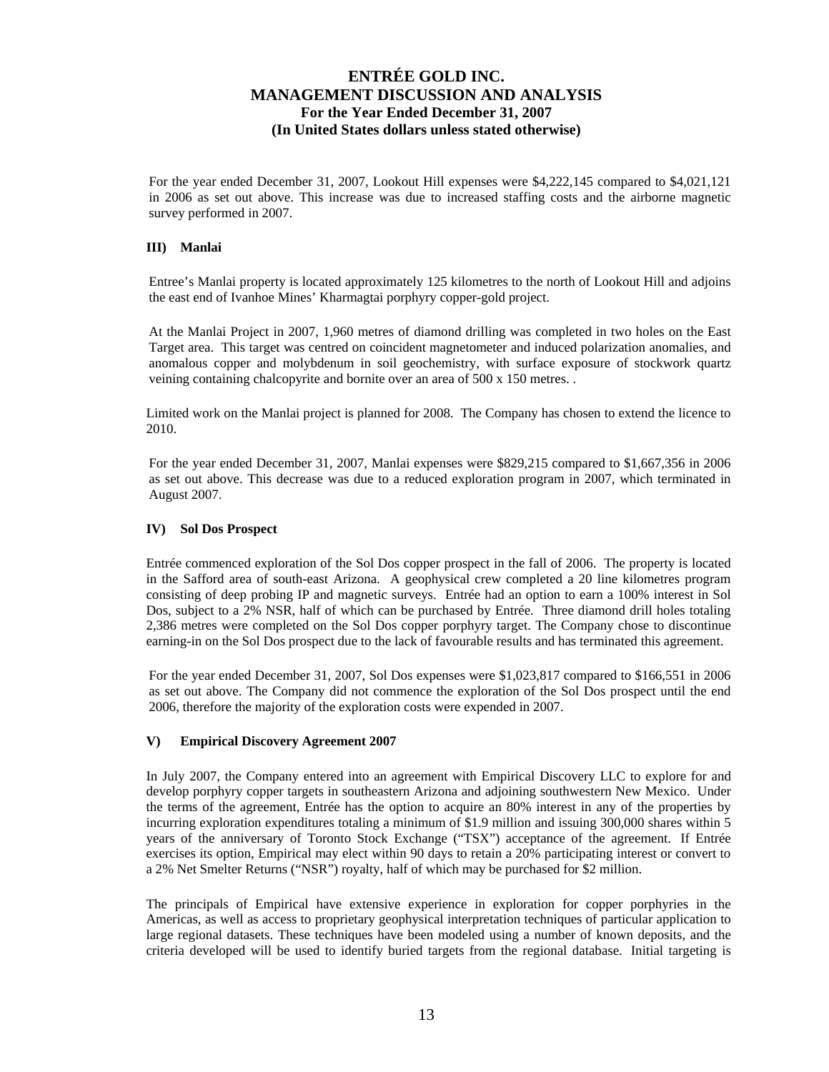For the year ended December 31, 2007, Lookout Hill expenses were $4,222,145 compared to $4,021,121 in 2006 as set out above. This increase was due to increased staffing costs and the airborne magnetic survey performed in 2007.

### III) Manlai

Entree's Manlai property is located approximately 125 kilometres to the north of Lookout Hill and adjoins the east end of Ivanhoe Mines' Kharmagtai porphyry copper-gold project.

At the Manlai Project in 2007, 1,960 metres of diamond drilling was completed in two holes on the East Target area. This target was centred on coincident magnetometer and induced polarization anomalies, and anomalous copper and molybdenum in soil geochemistry, with surface exposure of stockwork quartz veining containing chalcopyrite and bornite over an area of 500 x 150 metres. .

Limited work on the Manlai project is planned for 2008. The Company has chosen to extend the licence to 2010.

For the year ended December 31, 2007, Manlai expenses were $829,215 compared to $1,667,356 in 2006 as set out above. This decrease was due to a reduced exploration program in 2007, which terminated in August 2007.

### IV) Sol Dos Prospect

Entrée commenced exploration of the Sol Dos copper prospect in the fall of 2006. The property is located in the Safford area of south-east Arizona. A geophysical crew completed a 20 line kilometres program consisting of deep probing IP and magnetic surveys. Entrée had an option to earn a 100% interest in Sol Dos, subject to a 2% NSR, half of which can be purchased by Entrée. Three diamond drill holes totaling 2,386 metres were completed on the Sol Dos copper porphyry target. The Company chose to discontinue earning-in on the Sol Dos prospect due to the lack of favourable results and has terminated this agreement.

For the year ended December 31, 2007, Sol Dos expenses were $1,023,817 compared to $166,551 in 2006 as set out above. The Company did not commence the exploration of the Sol Dos prospect until the end 2006, therefore the majority of the exploration costs were expended in 2007.

### V) Empirical Discovery Agreement 2007

In July 2007, the Company entered into an agreement with Empirical Discovery LLC to explore for and develop porphyry copper targets in southeastern Arizona and adjoining southwestern New Mexico. Under the terms of the agreement, Entrée has the option to acquire an 80% interest in any of the properties by incurring exploration expenditures totaling a minimum of $1.9 million and issuing 300,000 shares within 5 years of the anniversary of Toronto Stock Exchange ("TSX") acceptance of the agreement. If Entrée exercises its option, Empirical may elect within 90 days to retain a 20% participating interest or convert to a 2% Net Smelter Returns ("NSR") royalty, half of which may be purchased for $2 million.

The principals of Empirical have extensive experience in exploration for copper porphyries in the Americas, as well as access to proprietary geophysical interpretation techniques of particular application to large regional datasets. These techniques have been modeled using a number of known deposits, and the criteria developed will be used to identify buried targets from the regional database. Initial targeting is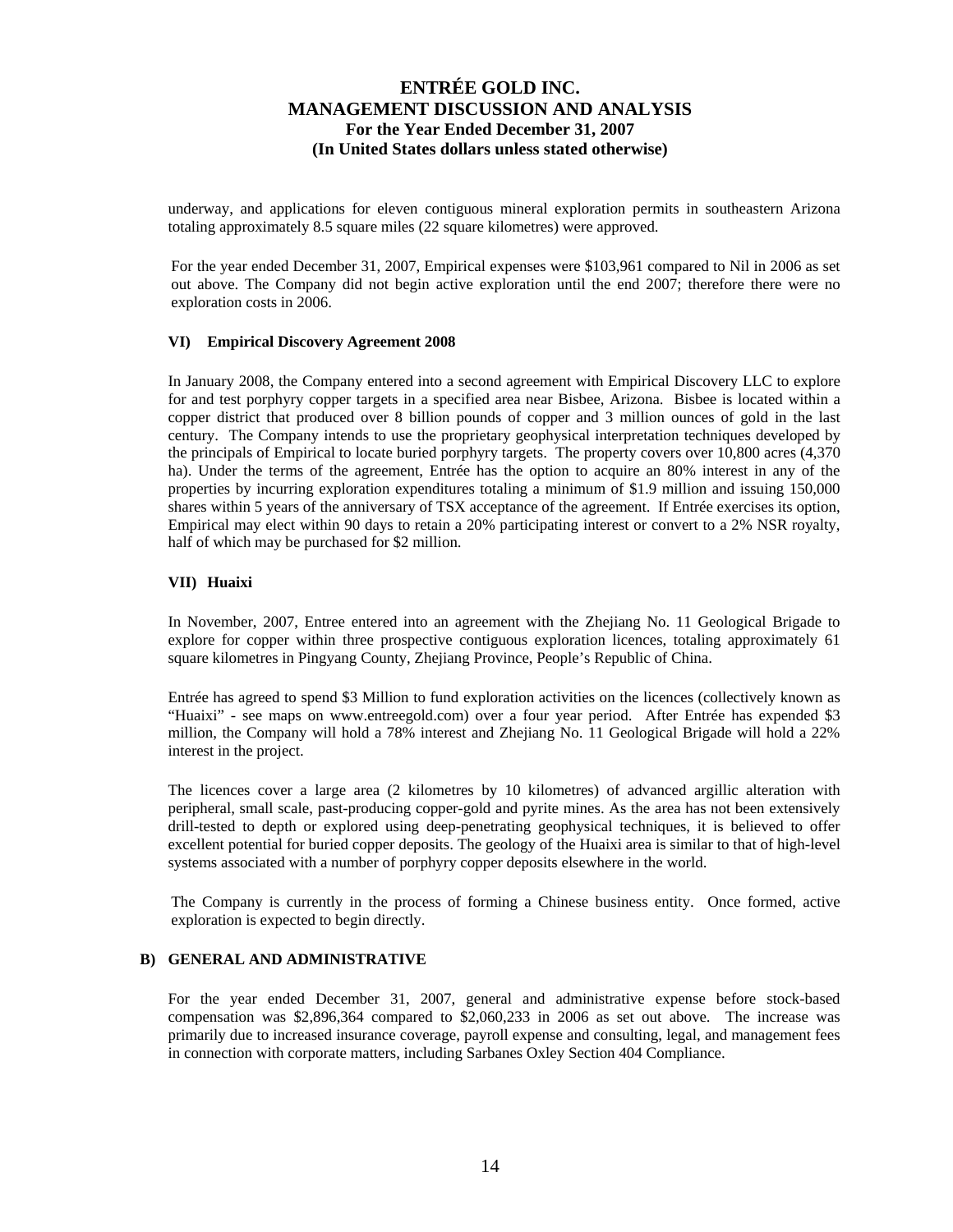underway, and applications for eleven contiguous mineral exploration permits in southeastern Arizona totaling approximately 8.5 square miles (22 square kilometres) were approved.

For the year ended December 31, 2007, Empirical expenses were $103,961 compared to Nil in 2006 as set out above. The Company did not begin active exploration until the end 2007; therefore there were no exploration costs in 2006.

#### VI) Empirical Discovery Agreement 2008

In January 2008, the Company entered into a second agreement with Empirical Discovery LLC to explore for and test porphyry copper targets in a specified area near Bisbee, Arizona. Bisbee is located within a copper district that produced over 8 billion pounds of copper and 3 million ounces of gold in the last century. The Company intends to use the proprietary geophysical interpretation techniques developed by the principals of Empirical to locate buried porphyry targets. The property covers over 10,800 acres (4,370 ha). Under the terms of the agreement, Entrée has the option to acquire an 80% interest in any of the properties by incurring exploration expenditures totaling a minimum of $1.9 million and issuing 150,000 shares within 5 years of the anniversary of TSX acceptance of the agreement. If Entrée exercises its option, Empirical may elect within 90 days to retain a 20% participating interest or convert to a 2% NSR royalty, half of which may be purchased for $2 million.

#### VII) Huaixi

In November, 2007, Entree entered into an agreement with the Zhejiang No. 11 Geological Brigade to explore for copper within three prospective contiguous exploration licences, totaling approximately 61 square kilometres in Pingyang County, Zhejiang Province, People's Republic of China.

Entrée has agreed to spend $3 Million to fund exploration activities on the licences (collectively known as "Huaixi" - see maps on www.entreegold.com) over a four year period. After Entrée has expended $3 million, the Company will hold a 78% interest and Zhejiang No. 11 Geological Brigade will hold a 22% interest in the project.

The licences cover a large area (2 kilometres by 10 kilometres) of advanced argillic alteration with peripheral, small scale, past-producing copper-gold and pyrite mines. As the area has not been extensively drill-tested to depth or explored using deep-penetrating geophysical techniques, it is believed to offer excellent potential for buried copper deposits. The geology of the Huaixi area is similar to that of high-level systems associated with a number of porphyry copper deposits elsewhere in the world.

The Company is currently in the process of forming a Chinese business entity. Once formed, active exploration is expected to begin directly.

### B) GENERAL AND ADMINISTRATIVE

For the year ended December 31, 2007, general and administrative expense before stock-based compensation was $2,896,364 compared to $2,060,233 in 2006 as set out above. The increase was primarily due to increased insurance coverage, payroll expense and consulting, legal, and management fees in connection with corporate matters, including Sarbanes Oxley Section 404 Compliance.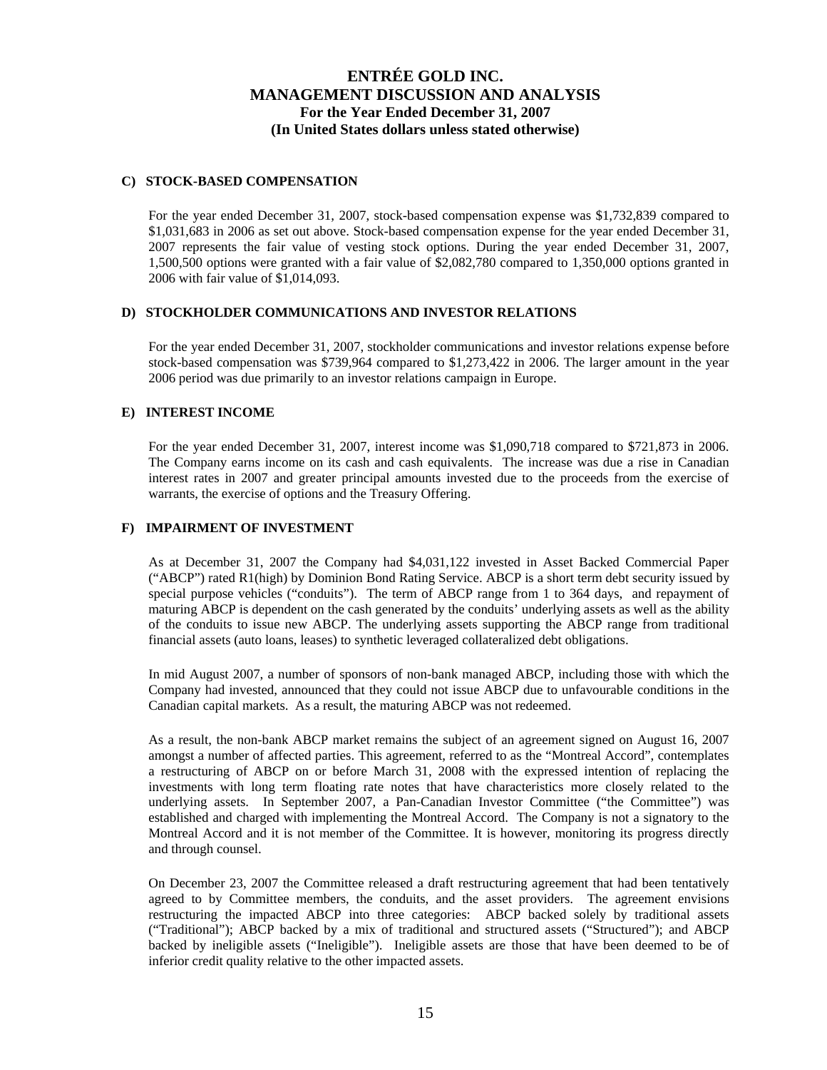### C) STOCK-BASED COMPENSATION

For the year ended December 31, 2007, stock-based compensation expense was $1,732,839 compared to $1,031,683 in 2006 as set out above. Stock-based compensation expense for the year ended December 31, 2007 represents the fair value of vesting stock options. During the year ended December 31, 2007, 1,500,500 options were granted with a fair value of $2,082,780 compared to 1,350,000 options granted in 2006 with fair value of $1,014,093.

### D) STOCKHOLDER COMMUNICATIONS AND INVESTOR RELATIONS

For the year ended December 31, 2007, stockholder communications and investor relations expense before stock-based compensation was $739,964 compared to $1,273,422 in 2006. The larger amount in the year 2006 period was due primarily to an investor relations campaign in Europe.

### E) INTEREST INCOME

For the year ended December 31, 2007, interest income was $1,090,718 compared to $721,873 in 2006. The Company earns income on its cash and cash equivalents. The increase was due a rise in Canadian interest rates in 2007 and greater principal amounts invested due to the proceeds from the exercise of warrants, the exercise of options and the Treasury Offering.

### F) IMPAIRMENT OF INVESTMENT

As at December 31, 2007 the Company had $4,031,122 invested in Asset Backed Commercial Paper ("ABCP") rated R1(high) by Dominion Bond Rating Service. ABCP is a short term debt security issued by special purpose vehicles ("conduits"). The term of ABCP range from 1 to 364 days, and repayment of maturing ABCP is dependent on the cash generated by the conduits' underlying assets as well as the ability of the conduits to issue new ABCP. The underlying assets supporting the ABCP range from traditional financial assets (auto loans, leases) to synthetic leveraged collateralized debt obligations.

In mid August 2007, a number of sponsors of non-bank managed ABCP, including those with which the Company had invested, announced that they could not issue ABCP due to unfavourable conditions in the Canadian capital markets. As a result, the maturing ABCP was not redeemed.

As a result, the non-bank ABCP market remains the subject of an agreement signed on August 16, 2007 amongst a number of affected parties. This agreement, referred to as the "Montreal Accord", contemplates a restructuring of ABCP on or before March 31, 2008 with the expressed intention of replacing the investments with long term floating rate notes that have characteristics more closely related to the underlying assets. In September 2007, a Pan-Canadian Investor Committee ("the Committee") was established and charged with implementing the Montreal Accord. The Company is not a signatory to the Montreal Accord and it is not member of the Committee. It is however, monitoring its progress directly and through counsel.

On December 23, 2007 the Committee released a draft restructuring agreement that had been tentatively agreed to by Committee members, the conduits, and the asset providers. The agreement envisions restructuring the impacted ABCP into three categories: ABCP backed solely by traditional assets ("Traditional"); ABCP backed by a mix of traditional and structured assets ("Structured"); and ABCP backed by ineligible assets ("Ineligible"). Ineligible assets are those that have been deemed to be of inferior credit quality relative to the other impacted assets.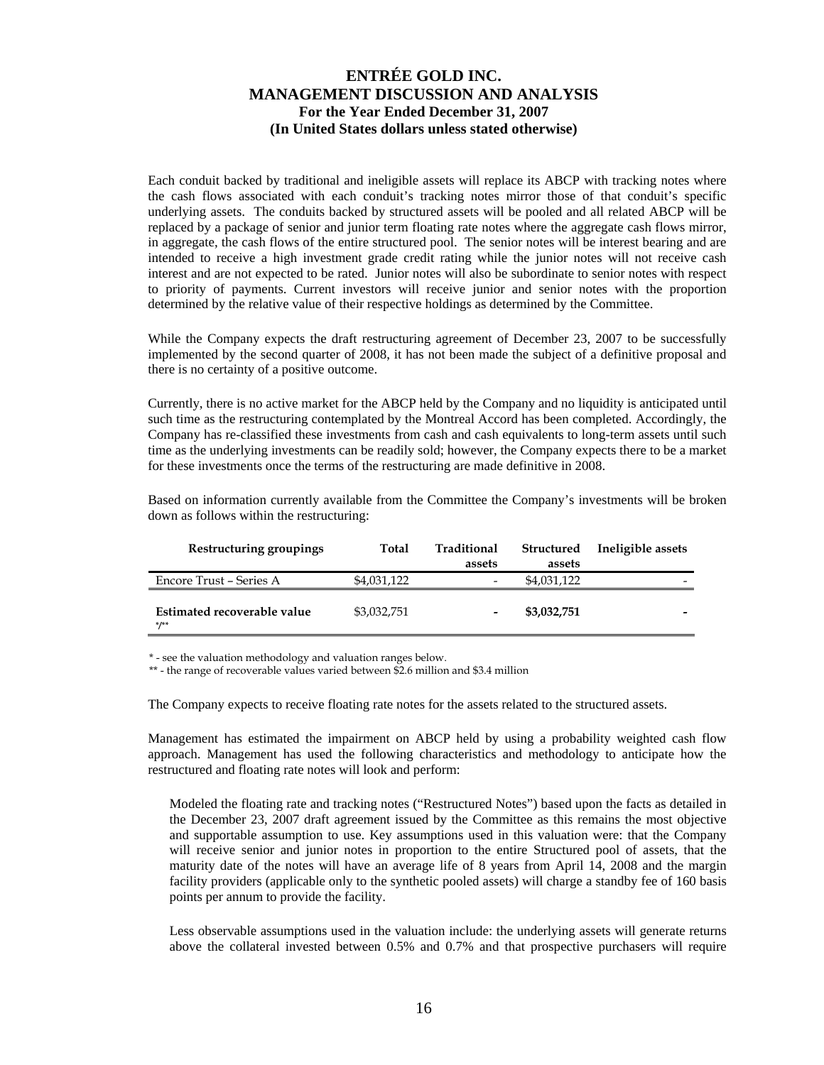Each conduit backed by traditional and ineligible assets will replace its ABCP with tracking notes where the cash flows associated with each conduit's tracking notes mirror those of that conduit's specific underlying assets. The conduits backed by structured assets will be pooled and all related ABCP will be replaced by a package of senior and junior term floating rate notes where the aggregate cash flows mirror, in aggregate, the cash flows of the entire structured pool. The senior notes will be interest bearing and are intended to receive a high investment grade credit rating while the junior notes will not receive cash interest and are not expected to be rated. Junior notes will also be subordinate to senior notes with respect to priority of payments. Current investors will receive junior and senior notes with the proportion determined by the relative value of their respective holdings as determined by the Committee.

While the Company expects the draft restructuring agreement of December 23, 2007 to be successfully implemented by the second quarter of 2008, it has not been made the subject of a definitive proposal and there is no certainty of a positive outcome.

Currently, there is no active market for the ABCP held by the Company and no liquidity is anticipated until such time as the restructuring contemplated by the Montreal Accord has been completed. Accordingly, the Company has re-classified these investments from cash and cash equivalents to long-term assets until such time as the underlying investments can be readily sold; however, the Company expects there to be a market for these investments once the terms of the restructuring are made definitive in 2008.

Based on information currently available from the Committee the Company's investments will be broken down as follows within the restructuring:

| Restructuring groupings | Total | Traditional assets | Structured assets | Ineligible assets |
|---|---|---|---|---|
| Encore Trust – Series A | $4,031,122 | - | $4,031,122 | - |
| **Estimated recoverable value** */** | $3,032,751 | **-** | **$3,032,751** | **-** |

\* - see the valuation methodology and valuation ranges below.
** - the range of recoverable values varied between $2.6 million and $3.4 million

The Company expects to receive floating rate notes for the assets related to the structured assets.

Management has estimated the impairment on ABCP held by using a probability weighted cash flow approach. Management has used the following characteristics and methodology to anticipate how the restructured and floating rate notes will look and perform:

Modeled the floating rate and tracking notes ("Restructured Notes") based upon the facts as detailed in the December 23, 2007 draft agreement issued by the Committee as this remains the most objective and supportable assumption to use. Key assumptions used in this valuation were: that the Company will receive senior and junior notes in proportion to the entire Structured pool of assets, that the maturity date of the notes will have an average life of 8 years from April 14, 2008 and the margin facility providers (applicable only to the synthetic pooled assets) will charge a standby fee of 160 basis points per annum to provide the facility.

Less observable assumptions used in the valuation include: the underlying assets will generate returns above the collateral invested between 0.5% and 0.7% and that prospective purchasers will require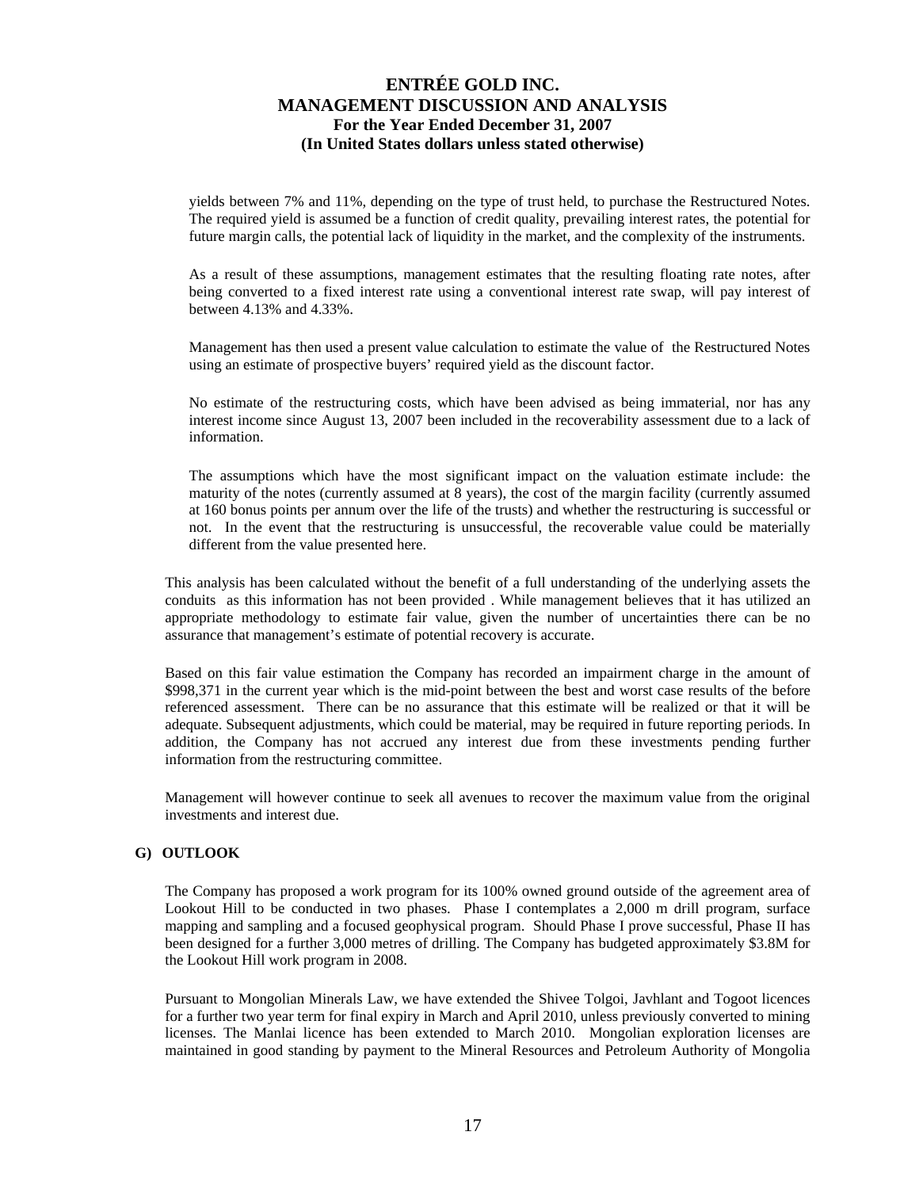yields between 7% and 11%, depending on the type of trust held, to purchase the Restructured Notes. The required yield is assumed be a function of credit quality, prevailing interest rates, the potential for future margin calls, the potential lack of liquidity in the market, and the complexity of the instruments.

As a result of these assumptions, management estimates that the resulting floating rate notes, after being converted to a fixed interest rate using a conventional interest rate swap, will pay interest of between 4.13% and 4.33%.

Management has then used a present value calculation to estimate the value of the Restructured Notes using an estimate of prospective buyers' required yield as the discount factor.

No estimate of the restructuring costs, which have been advised as being immaterial, nor has any interest income since August 13, 2007 been included in the recoverability assessment due to a lack of information.

The assumptions which have the most significant impact on the valuation estimate include: the maturity of the notes (currently assumed at 8 years), the cost of the margin facility (currently assumed at 160 bonus points per annum over the life of the trusts) and whether the restructuring is successful or not. In the event that the restructuring is unsuccessful, the recoverable value could be materially different from the value presented here.

This analysis has been calculated without the benefit of a full understanding of the underlying assets the conduits as this information has not been provided . While management believes that it has utilized an appropriate methodology to estimate fair value, given the number of uncertainties there can be no assurance that management's estimate of potential recovery is accurate.

Based on this fair value estimation the Company has recorded an impairment charge in the amount of $998,371 in the current year which is the mid-point between the best and worst case results of the before referenced assessment. There can be no assurance that this estimate will be realized or that it will be adequate. Subsequent adjustments, which could be material, may be required in future reporting periods. In addition, the Company has not accrued any interest due from these investments pending further information from the restructuring committee.

Management will however continue to seek all avenues to recover the maximum value from the original investments and interest due.

## G) OUTLOOK

The Company has proposed a work program for its 100% owned ground outside of the agreement area of Lookout Hill to be conducted in two phases. Phase I contemplates a 2,000 m drill program, surface mapping and sampling and a focused geophysical program. Should Phase I prove successful, Phase II has been designed for a further 3,000 metres of drilling. The Company has budgeted approximately $3.8M for the Lookout Hill work program in 2008.

Pursuant to Mongolian Minerals Law, we have extended the Shivee Tolgoi, Javhlant and Togoot licences for a further two year term for final expiry in March and April 2010, unless previously converted to mining licenses. The Manlai licence has been extended to March 2010. Mongolian exploration licenses are maintained in good standing by payment to the Mineral Resources and Petroleum Authority of Mongolia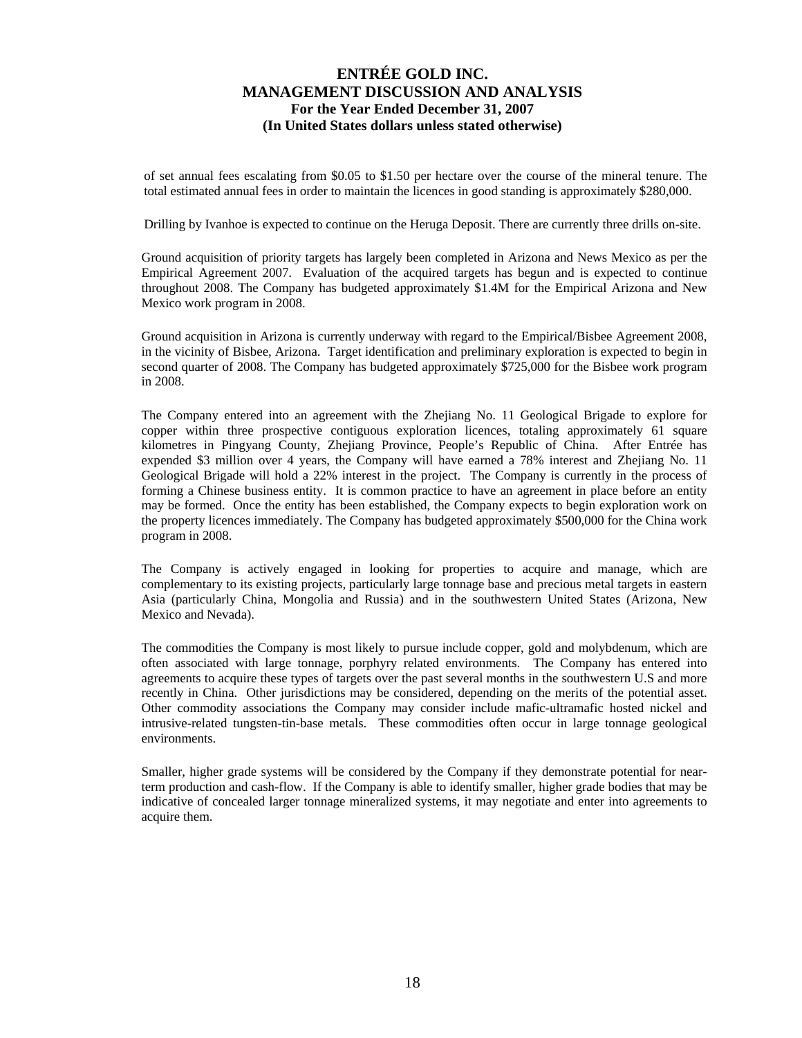of set annual fees escalating from \$0.05 to \$1.50 per hectare over the course of the mineral tenure. The total estimated annual fees in order to maintain the licences in good standing is approximately \$280,000.

Drilling by Ivanhoe is expected to continue on the Heruga Deposit. There are currently three drills on-site.

Ground acquisition of priority targets has largely been completed in Arizona and News Mexico as per the Empirical Agreement 2007. Evaluation of the acquired targets has begun and is expected to continue throughout 2008. The Company has budgeted approximately \$1.4M for the Empirical Arizona and New Mexico work program in 2008.

Ground acquisition in Arizona is currently underway with regard to the Empirical/Bisbee Agreement 2008, in the vicinity of Bisbee, Arizona. Target identification and preliminary exploration is expected to begin in second quarter of 2008. The Company has budgeted approximately \$725,000 for the Bisbee work program in 2008.

The Company entered into an agreement with the Zhejiang No. 11 Geological Brigade to explore for copper within three prospective contiguous exploration licences, totaling approximately 61 square kilometres in Pingyang County, Zhejiang Province, People's Republic of China. After Entrée has expended \$3 million over 4 years, the Company will have earned a 78% interest and Zhejiang No. 11 Geological Brigade will hold a 22% interest in the project. The Company is currently in the process of forming a Chinese business entity. It is common practice to have an agreement in place before an entity may be formed. Once the entity has been established, the Company expects to begin exploration work on the property licences immediately. The Company has budgeted approximately \$500,000 for the China work program in 2008.

The Company is actively engaged in looking for properties to acquire and manage, which are complementary to its existing projects, particularly large tonnage base and precious metal targets in eastern Asia (particularly China, Mongolia and Russia) and in the southwestern United States (Arizona, New Mexico and Nevada).

The commodities the Company is most likely to pursue include copper, gold and molybdenum, which are often associated with large tonnage, porphyry related environments. The Company has entered into agreements to acquire these types of targets over the past several months in the southwestern U.S and more recently in China. Other jurisdictions may be considered, depending on the merits of the potential asset. Other commodity associations the Company may consider include mafic-ultramafic hosted nickel and intrusive-related tungsten-tin-base metals. These commodities often occur in large tonnage geological environments.

Smaller, higher grade systems will be considered by the Company if they demonstrate potential for near-term production and cash-flow. If the Company is able to identify smaller, higher grade bodies that may be indicative of concealed larger tonnage mineralized systems, it may negotiate and enter into agreements to acquire them.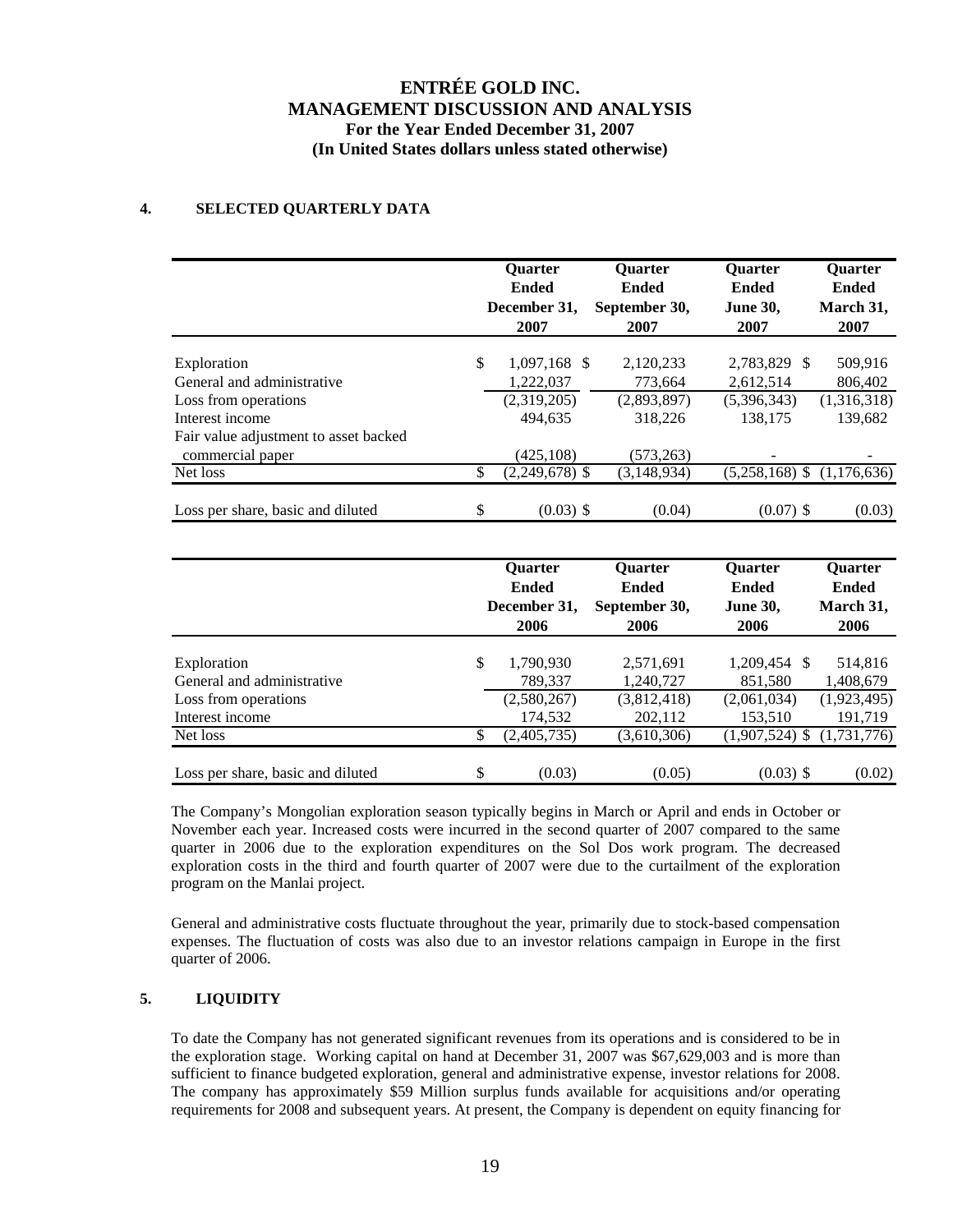**ENTRÉE GOLD INC.**
**MANAGEMENT DISCUSSION AND ANALYSIS**
**For the Year Ended December 31, 2007**
**(In United States dollars unless stated otherwise)**

## 4. SELECTED QUARTERLY DATA

| | Quarter Ended December 31, 2007 | Quarter Ended September 30, 2007 | Quarter Ended June 30, 2007 | Quarter Ended March 31, 2007 |
|---|---|---|---|---|
| Exploration | $ 1,097,168 | $ 2,120,233 | 2,783,829 | $ 509,916 |
| General and administrative | 1,222,037 | 773,664 | 2,612,514 | 806,402 |
| Loss from operations | (2,319,205) | (2,893,897) | (5,396,343) | (1,316,318) |
| Interest income | 494,635 | 318,226 | 138,175 | 139,682 |
| Fair value adjustment to asset backed commercial paper | (425,108) | (573,263) | - | - |
| Net loss | $ (2,249,678) | $ (3,148,934) | (5,258,168) | $ (1,176,636) |
| Loss per share, basic and diluted | $ (0.03) | $ (0.04) | (0.07) | $ (0.03) |

| | Quarter Ended December 31, 2006 | Quarter Ended September 30, 2006 | Quarter Ended June 30, 2006 | Quarter Ended March 31, 2006 |
|---|---|---|---|---|
| Exploration | $ 1,790,930 | 2,571,691 | 1,209,454 | $ 514,816 |
| General and administrative | 789,337 | 1,240,727 | 851,580 | 1,408,679 |
| Loss from operations | (2,580,267) | (3,812,418) | (2,061,034) | (1,923,495) |
| Interest income | 174,532 | 202,112 | 153,510 | 191,719 |
| Net loss | $ (2,405,735) | (3,610,306) | (1,907,524) | $ (1,731,776) |
| Loss per share, basic and diluted | $ (0.03) | (0.05) | (0.03) | $ (0.02) |

The Company's Mongolian exploration season typically begins in March or April and ends in October or November each year. Increased costs were incurred in the second quarter of 2007 compared to the same quarter in 2006 due to the exploration expenditures on the Sol Dos work program. The decreased exploration costs in the third and fourth quarter of 2007 were due to the curtailment of the exploration program on the Manlai project.

General and administrative costs fluctuate throughout the year, primarily due to stock-based compensation expenses. The fluctuation of costs was also due to an investor relations campaign in Europe in the first quarter of 2006.

## 5. LIQUIDITY

To date the Company has not generated significant revenues from its operations and is considered to be in the exploration stage. Working capital on hand at December 31, 2007 was $67,629,003 and is more than sufficient to finance budgeted exploration, general and administrative expense, investor relations for 2008. The company has approximately $59 Million surplus funds available for acquisitions and/or operating requirements for 2008 and subsequent years. At present, the Company is dependent on equity financing for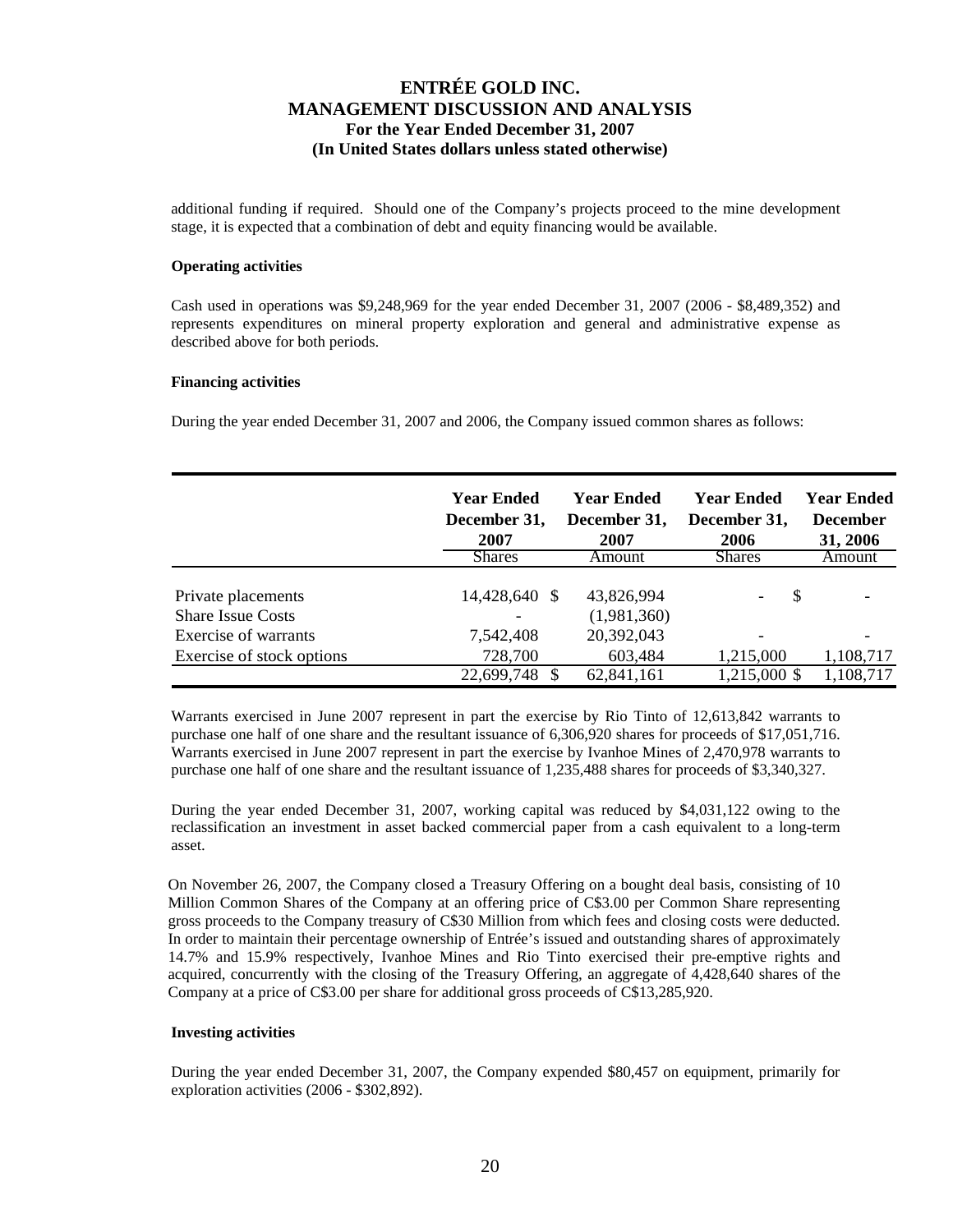additional funding if required. Should one of the Company's projects proceed to the mine development stage, it is expected that a combination of debt and equity financing would be available.

**Operating activities**

Cash used in operations was $9,248,969 for the year ended December 31, 2007 (2006 - $8,489,352) and represents expenditures on mineral property exploration and general and administrative expense as described above for both periods.

**Financing activities**

During the year ended December 31, 2007 and 2006, the Company issued common shares as follows:

| | Year Ended December 31, 2007 | Year Ended December 31, 2007 | Year Ended December 31, 2006 | Year Ended December 31, 2006 |
|---|---|---|---|---|
| | Shares | Amount | Shares | Amount |
| Private placements | 14,428,640 | $ 43,826,994 | - | $ - |
| Share Issue Costs | - | (1,981,360) | | |
| Exercise of warrants | 7,542,408 | 20,392,043 | - | - |
| Exercise of stock options | 728,700 | 603,484 | 1,215,000 | 1,108,717 |
| | 22,699,748 | $ 62,841,161 | 1,215,000 | $ 1,108,717 |

Warrants exercised in June 2007 represent in part the exercise by Rio Tinto of 12,613,842 warrants to purchase one half of one share and the resultant issuance of 6,306,920 shares for proceeds of $17,051,716. Warrants exercised in June 2007 represent in part the exercise by Ivanhoe Mines of 2,470,978 warrants to purchase one half of one share and the resultant issuance of 1,235,488 shares for proceeds of $3,340,327.

During the year ended December 31, 2007, working capital was reduced by $4,031,122 owing to the reclassification an investment in asset backed commercial paper from a cash equivalent to a long-term asset.

On November 26, 2007, the Company closed a Treasury Offering on a bought deal basis, consisting of 10 Million Common Shares of the Company at an offering price of C$3.00 per Common Share representing gross proceeds to the Company treasury of C$30 Million from which fees and closing costs were deducted. In order to maintain their percentage ownership of Entrée's issued and outstanding shares of approximately 14.7% and 15.9% respectively, Ivanhoe Mines and Rio Tinto exercised their pre-emptive rights and acquired, concurrently with the closing of the Treasury Offering, an aggregate of 4,428,640 shares of the Company at a price of C$3.00 per share for additional gross proceeds of C$13,285,920.

**Investing activities**

During the year ended December 31, 2007, the Company expended $80,457 on equipment, primarily for exploration activities (2006 - $302,892).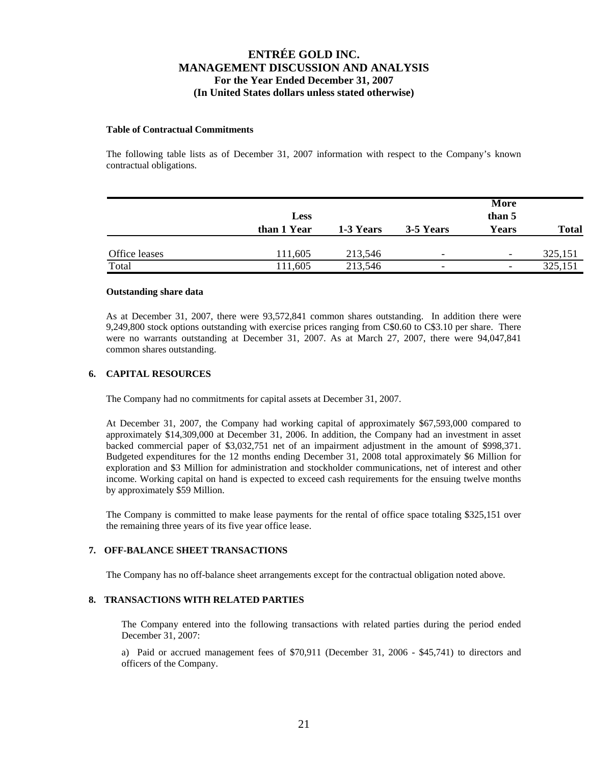**Table of Contractual Commitments**

The following table lists as of December 31, 2007 information with respect to the Company's known contractual obligations.

| | Less than 1 Year | 1-3 Years | 3-5 Years | More than 5 Years | Total |
|---|---|---|---|---|---|
| Office leases | 111,605 | 213,546 | - | - | 325,151 |
| Total | 111,605 | 213,546 | - | - | 325,151 |

**Outstanding share data**

As at December 31, 2007, there were 93,572,841 common shares outstanding. In addition there were 9,249,800 stock options outstanding with exercise prices ranging from C$0.60 to C$3.10 per share. There were no warrants outstanding at December 31, 2007. As at March 27, 2007, there were 94,047,841 common shares outstanding.

## 6. CAPITAL RESOURCES

The Company had no commitments for capital assets at December 31, 2007.

At December 31, 2007, the Company had working capital of approximately $67,593,000 compared to approximately $14,309,000 at December 31, 2006. In addition, the Company had an investment in asset backed commercial paper of $3,032,751 net of an impairment adjustment in the amount of $998,371. Budgeted expenditures for the 12 months ending December 31, 2008 total approximately $6 Million for exploration and $3 Million for administration and stockholder communications, net of interest and other income. Working capital on hand is expected to exceed cash requirements for the ensuing twelve months by approximately $59 Million.

The Company is committed to make lease payments for the rental of office space totaling $325,151 over the remaining three years of its five year office lease.

## 7. OFF-BALANCE SHEET TRANSACTIONS

The Company has no off-balance sheet arrangements except for the contractual obligation noted above.

## 8. TRANSACTIONS WITH RELATED PARTIES

The Company entered into the following transactions with related parties during the period ended December 31, 2007:

a) Paid or accrued management fees of $70,911 (December 31, 2006 - $45,741) to directors and officers of the Company.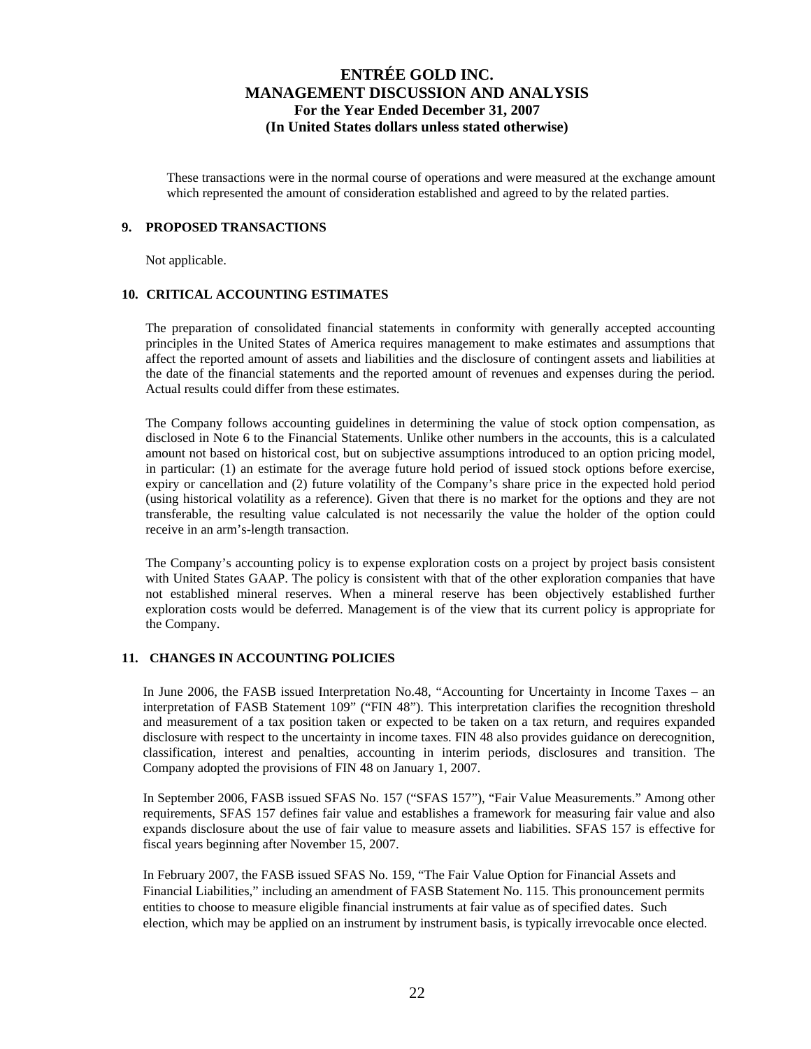These transactions were in the normal course of operations and were measured at the exchange amount which represented the amount of consideration established and agreed to by the related parties.

## 9. PROPOSED TRANSACTIONS

Not applicable.

## 10. CRITICAL ACCOUNTING ESTIMATES

The preparation of consolidated financial statements in conformity with generally accepted accounting principles in the United States of America requires management to make estimates and assumptions that affect the reported amount of assets and liabilities and the disclosure of contingent assets and liabilities at the date of the financial statements and the reported amount of revenues and expenses during the period. Actual results could differ from these estimates.

The Company follows accounting guidelines in determining the value of stock option compensation, as disclosed in Note 6 to the Financial Statements. Unlike other numbers in the accounts, this is a calculated amount not based on historical cost, but on subjective assumptions introduced to an option pricing model, in particular: (1) an estimate for the average future hold period of issued stock options before exercise, expiry or cancellation and (2) future volatility of the Company's share price in the expected hold period (using historical volatility as a reference). Given that there is no market for the options and they are not transferable, the resulting value calculated is not necessarily the value the holder of the option could receive in an arm's-length transaction.

The Company's accounting policy is to expense exploration costs on a project by project basis consistent with United States GAAP. The policy is consistent with that of the other exploration companies that have not established mineral reserves. When a mineral reserve has been objectively established further exploration costs would be deferred. Management is of the view that its current policy is appropriate for the Company.

## 11. CHANGES IN ACCOUNTING POLICIES

In June 2006, the FASB issued Interpretation No.48, "Accounting for Uncertainty in Income Taxes – an interpretation of FASB Statement 109" ("FIN 48"). This interpretation clarifies the recognition threshold and measurement of a tax position taken or expected to be taken on a tax return, and requires expanded disclosure with respect to the uncertainty in income taxes. FIN 48 also provides guidance on derecognition, classification, interest and penalties, accounting in interim periods, disclosures and transition. The Company adopted the provisions of FIN 48 on January 1, 2007.

In September 2006, FASB issued SFAS No. 157 ("SFAS 157"), "Fair Value Measurements." Among other requirements, SFAS 157 defines fair value and establishes a framework for measuring fair value and also expands disclosure about the use of fair value to measure assets and liabilities. SFAS 157 is effective for fiscal years beginning after November 15, 2007.

In February 2007, the FASB issued SFAS No. 159, "The Fair Value Option for Financial Assets and Financial Liabilities," including an amendment of FASB Statement No. 115. This pronouncement permits entities to choose to measure eligible financial instruments at fair value as of specified dates. Such election, which may be applied on an instrument by instrument basis, is typically irrevocable once elected.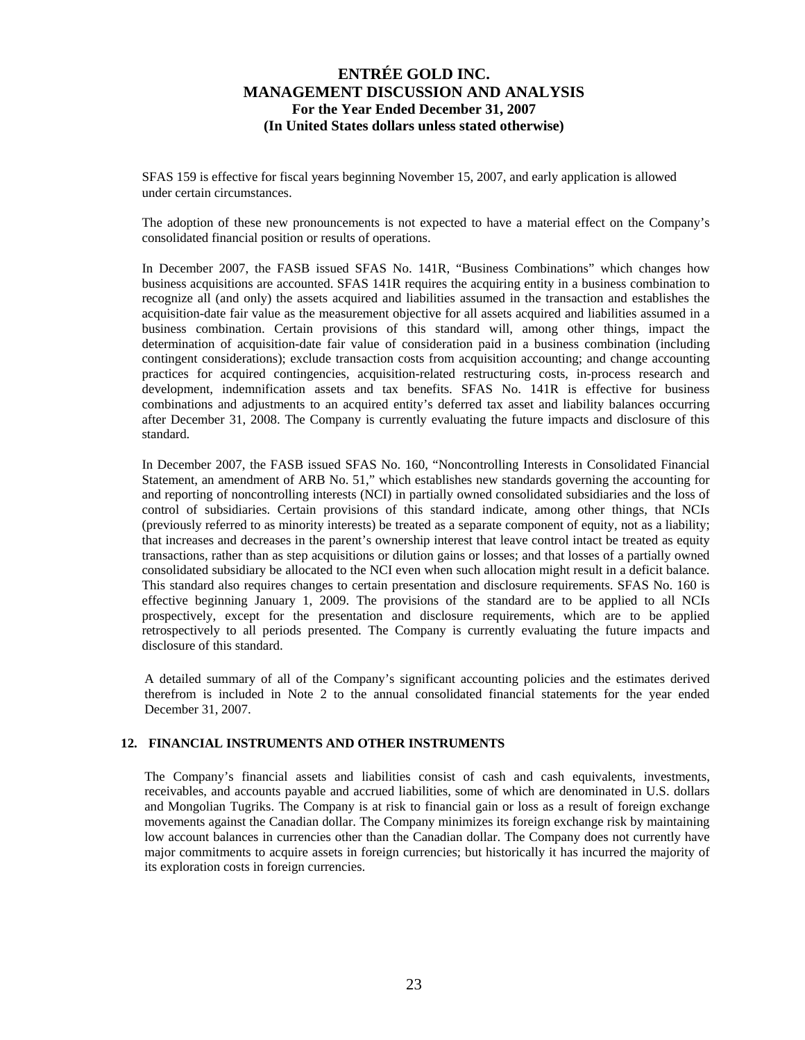SFAS 159 is effective for fiscal years beginning November 15, 2007, and early application is allowed under certain circumstances.

The adoption of these new pronouncements is not expected to have a material effect on the Company's consolidated financial position or results of operations.

In December 2007, the FASB issued SFAS No. 141R, "Business Combinations" which changes how business acquisitions are accounted. SFAS 141R requires the acquiring entity in a business combination to recognize all (and only) the assets acquired and liabilities assumed in the transaction and establishes the acquisition-date fair value as the measurement objective for all assets acquired and liabilities assumed in a business combination. Certain provisions of this standard will, among other things, impact the determination of acquisition-date fair value of consideration paid in a business combination (including contingent considerations); exclude transaction costs from acquisition accounting; and change accounting practices for acquired contingencies, acquisition-related restructuring costs, in-process research and development, indemnification assets and tax benefits. SFAS No. 141R is effective for business combinations and adjustments to an acquired entity's deferred tax asset and liability balances occurring after December 31, 2008. The Company is currently evaluating the future impacts and disclosure of this standard.

In December 2007, the FASB issued SFAS No. 160, "Noncontrolling Interests in Consolidated Financial Statement, an amendment of ARB No. 51," which establishes new standards governing the accounting for and reporting of noncontrolling interests (NCI) in partially owned consolidated subsidiaries and the loss of control of subsidiaries. Certain provisions of this standard indicate, among other things, that NCIs (previously referred to as minority interests) be treated as a separate component of equity, not as a liability; that increases and decreases in the parent's ownership interest that leave control intact be treated as equity transactions, rather than as step acquisitions or dilution gains or losses; and that losses of a partially owned consolidated subsidiary be allocated to the NCI even when such allocation might result in a deficit balance. This standard also requires changes to certain presentation and disclosure requirements. SFAS No. 160 is effective beginning January 1, 2009. The provisions of the standard are to be applied to all NCIs prospectively, except for the presentation and disclosure requirements, which are to be applied retrospectively to all periods presented. The Company is currently evaluating the future impacts and disclosure of this standard.

A detailed summary of all of the Company's significant accounting policies and the estimates derived therefrom is included in Note 2 to the annual consolidated financial statements for the year ended December 31, 2007.

## 12. FINANCIAL INSTRUMENTS AND OTHER INSTRUMENTS

The Company's financial assets and liabilities consist of cash and cash equivalents, investments, receivables, and accounts payable and accrued liabilities, some of which are denominated in U.S. dollars and Mongolian Tugriks. The Company is at risk to financial gain or loss as a result of foreign exchange movements against the Canadian dollar. The Company minimizes its foreign exchange risk by maintaining low account balances in currencies other than the Canadian dollar. The Company does not currently have major commitments to acquire assets in foreign currencies; but historically it has incurred the majority of its exploration costs in foreign currencies.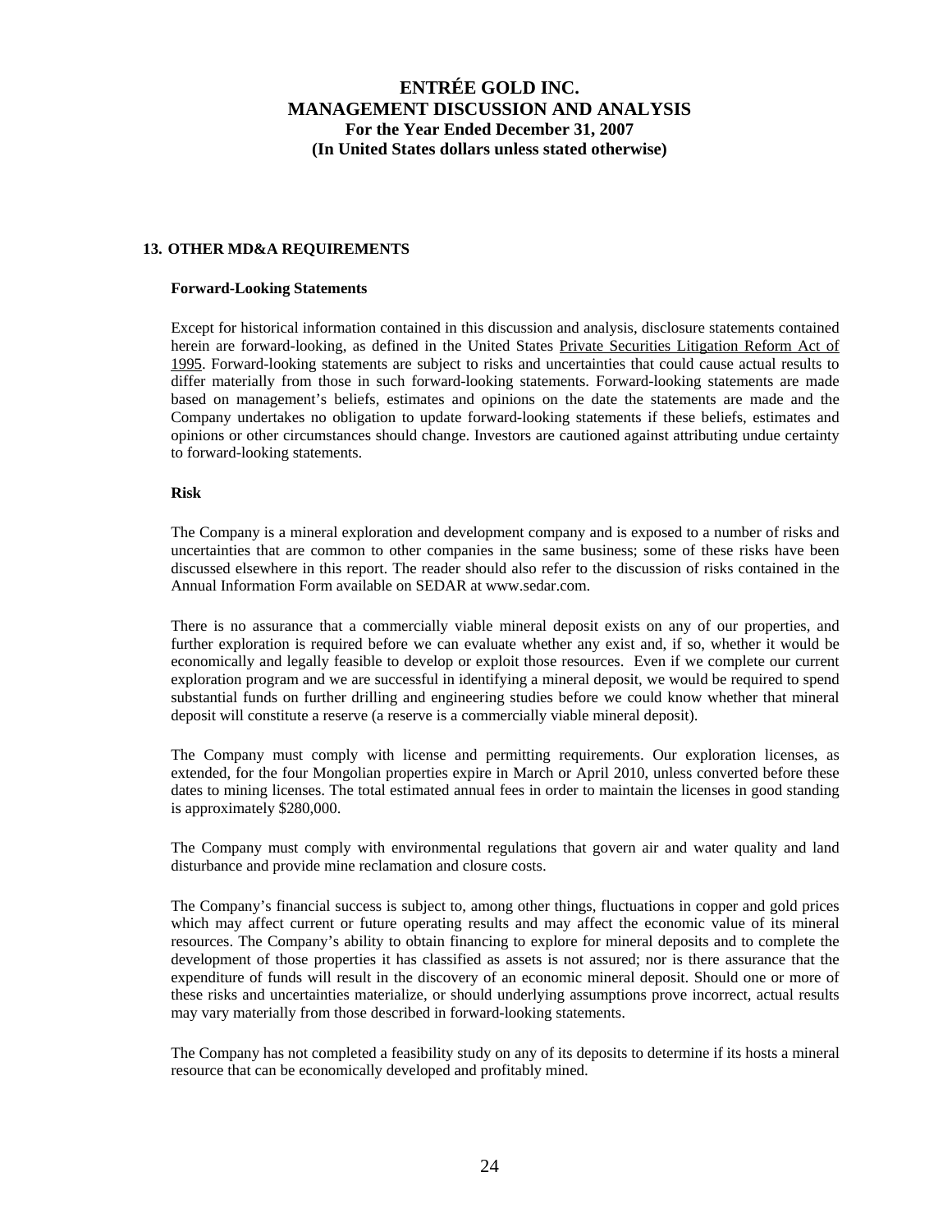## 13. OTHER MD&A REQUIREMENTS

### Forward-Looking Statements

Except for historical information contained in this discussion and analysis, disclosure statements contained herein are forward-looking, as defined in the United States Private Securities Litigation Reform Act of 1995. Forward-looking statements are subject to risks and uncertainties that could cause actual results to differ materially from those in such forward-looking statements. Forward-looking statements are made based on management's beliefs, estimates and opinions on the date the statements are made and the Company undertakes no obligation to update forward-looking statements if these beliefs, estimates and opinions or other circumstances should change. Investors are cautioned against attributing undue certainty to forward-looking statements.

### Risk

The Company is a mineral exploration and development company and is exposed to a number of risks and uncertainties that are common to other companies in the same business; some of these risks have been discussed elsewhere in this report. The reader should also refer to the discussion of risks contained in the Annual Information Form available on SEDAR at www.sedar.com.

There is no assurance that a commercially viable mineral deposit exists on any of our properties, and further exploration is required before we can evaluate whether any exist and, if so, whether it would be economically and legally feasible to develop or exploit those resources. Even if we complete our current exploration program and we are successful in identifying a mineral deposit, we would be required to spend substantial funds on further drilling and engineering studies before we could know whether that mineral deposit will constitute a reserve (a reserve is a commercially viable mineral deposit).

The Company must comply with license and permitting requirements. Our exploration licenses, as extended, for the four Mongolian properties expire in March or April 2010, unless converted before these dates to mining licenses. The total estimated annual fees in order to maintain the licenses in good standing is approximately $280,000.

The Company must comply with environmental regulations that govern air and water quality and land disturbance and provide mine reclamation and closure costs.

The Company's financial success is subject to, among other things, fluctuations in copper and gold prices which may affect current or future operating results and may affect the economic value of its mineral resources. The Company's ability to obtain financing to explore for mineral deposits and to complete the development of those properties it has classified as assets is not assured; nor is there assurance that the expenditure of funds will result in the discovery of an economic mineral deposit. Should one or more of these risks and uncertainties materialize, or should underlying assumptions prove incorrect, actual results may vary materially from those described in forward-looking statements.

The Company has not completed a feasibility study on any of its deposits to determine if its hosts a mineral resource that can be economically developed and profitably mined.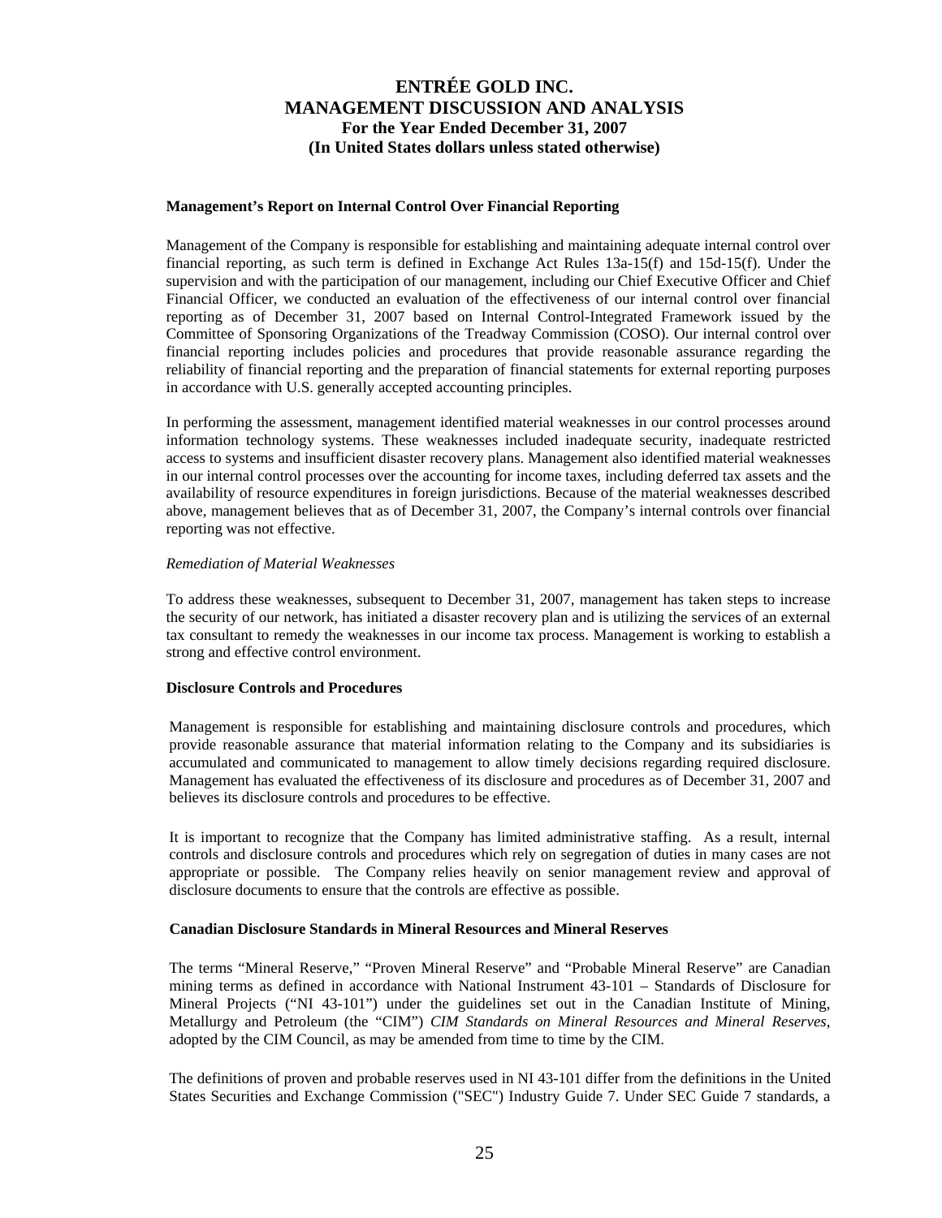# ENTRÉE GOLD INC.
# MANAGEMENT DISCUSSION AND ANALYSIS
## For the Year Ended December 31, 2007
## (In United States dollars unless stated otherwise)

**Management's Report on Internal Control Over Financial Reporting**

Management of the Company is responsible for establishing and maintaining adequate internal control over financial reporting, as such term is defined in Exchange Act Rules 13a-15(f) and 15d-15(f). Under the supervision and with the participation of our management, including our Chief Executive Officer and Chief Financial Officer, we conducted an evaluation of the effectiveness of our internal control over financial reporting as of December 31, 2007 based on Internal Control-Integrated Framework issued by the Committee of Sponsoring Organizations of the Treadway Commission (COSO). Our internal control over financial reporting includes policies and procedures that provide reasonable assurance regarding the reliability of financial reporting and the preparation of financial statements for external reporting purposes in accordance with U.S. generally accepted accounting principles.

In performing the assessment, management identified material weaknesses in our control processes around information technology systems. These weaknesses included inadequate security, inadequate restricted access to systems and insufficient disaster recovery plans. Management also identified material weaknesses in our internal control processes over the accounting for income taxes, including deferred tax assets and the availability of resource expenditures in foreign jurisdictions. Because of the material weaknesses described above, management believes that as of December 31, 2007, the Company's internal controls over financial reporting was not effective.

*Remediation of Material Weaknesses*

To address these weaknesses, subsequent to December 31, 2007, management has taken steps to increase the security of our network, has initiated a disaster recovery plan and is utilizing the services of an external tax consultant to remedy the weaknesses in our income tax process. Management is working to establish a strong and effective control environment.

**Disclosure Controls and Procedures**

Management is responsible for establishing and maintaining disclosure controls and procedures, which provide reasonable assurance that material information relating to the Company and its subsidiaries is accumulated and communicated to management to allow timely decisions regarding required disclosure. Management has evaluated the effectiveness of its disclosure and procedures as of December 31, 2007 and believes its disclosure controls and procedures to be effective.

It is important to recognize that the Company has limited administrative staffing. As a result, internal controls and disclosure controls and procedures which rely on segregation of duties in many cases are not appropriate or possible. The Company relies heavily on senior management review and approval of disclosure documents to ensure that the controls are effective as possible.

**Canadian Disclosure Standards in Mineral Resources and Mineral Reserves**

The terms "Mineral Reserve," "Proven Mineral Reserve" and "Probable Mineral Reserve" are Canadian mining terms as defined in accordance with National Instrument 43-101 – Standards of Disclosure for Mineral Projects ("NI 43-101") under the guidelines set out in the Canadian Institute of Mining, Metallurgy and Petroleum (the "CIM") *CIM Standards on Mineral Resources and Mineral Reserves*, adopted by the CIM Council, as may be amended from time to time by the CIM.

The definitions of proven and probable reserves used in NI 43-101 differ from the definitions in the United States Securities and Exchange Commission ("SEC") Industry Guide 7. Under SEC Guide 7 standards, a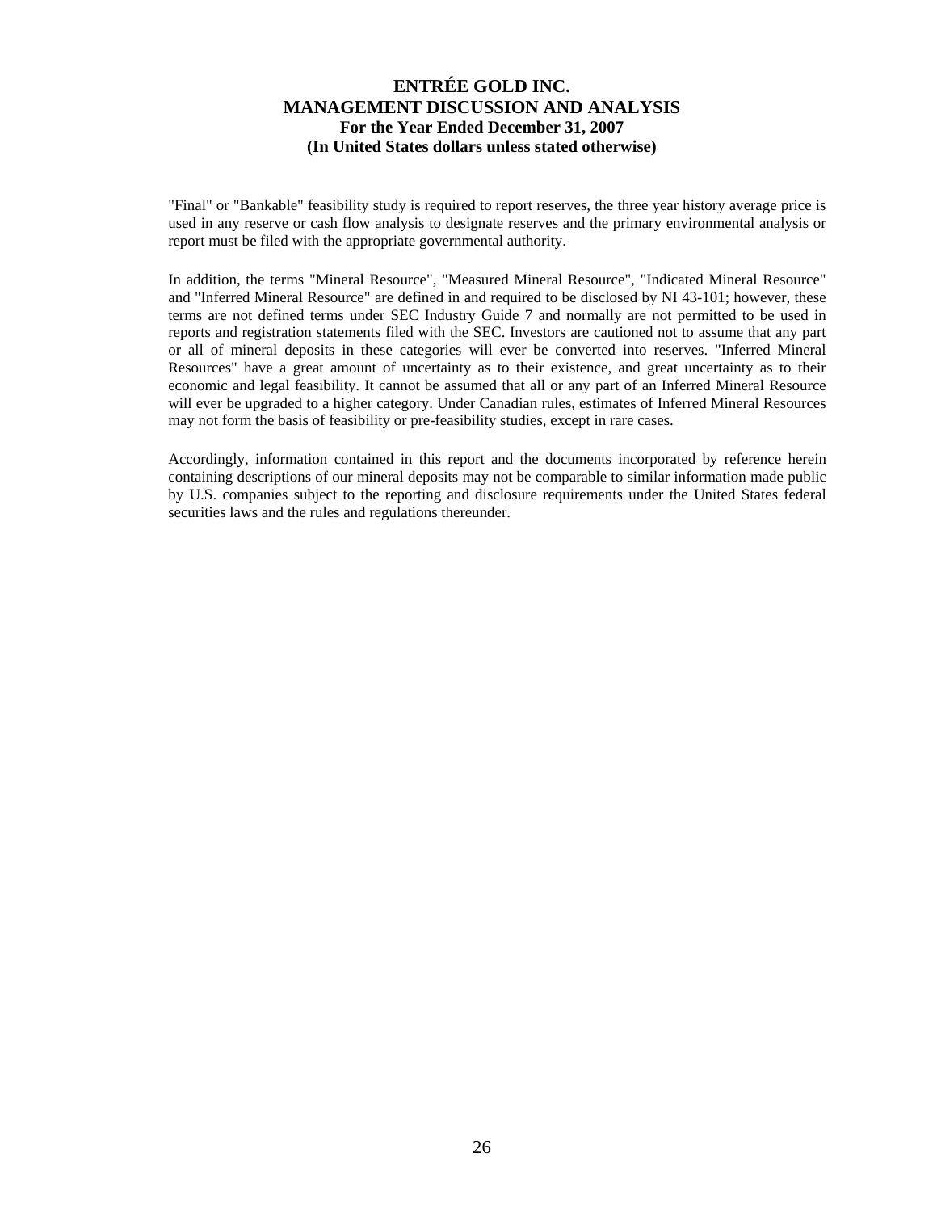"Final" or "Bankable" feasibility study is required to report reserves, the three year history average price is used in any reserve or cash flow analysis to designate reserves and the primary environmental analysis or report must be filed with the appropriate governmental authority.

In addition, the terms "Mineral Resource", "Measured Mineral Resource", "Indicated Mineral Resource" and "Inferred Mineral Resource" are defined in and required to be disclosed by NI 43-101; however, these terms are not defined terms under SEC Industry Guide 7 and normally are not permitted to be used in reports and registration statements filed with the SEC. Investors are cautioned not to assume that any part or all of mineral deposits in these categories will ever be converted into reserves. "Inferred Mineral Resources" have a great amount of uncertainty as to their existence, and great uncertainty as to their economic and legal feasibility. It cannot be assumed that all or any part of an Inferred Mineral Resource will ever be upgraded to a higher category. Under Canadian rules, estimates of Inferred Mineral Resources may not form the basis of feasibility or pre-feasibility studies, except in rare cases.

Accordingly, information contained in this report and the documents incorporated by reference herein containing descriptions of our mineral deposits may not be comparable to similar information made public by U.S. companies subject to the reporting and disclosure requirements under the United States federal securities laws and the rules and regulations thereunder.